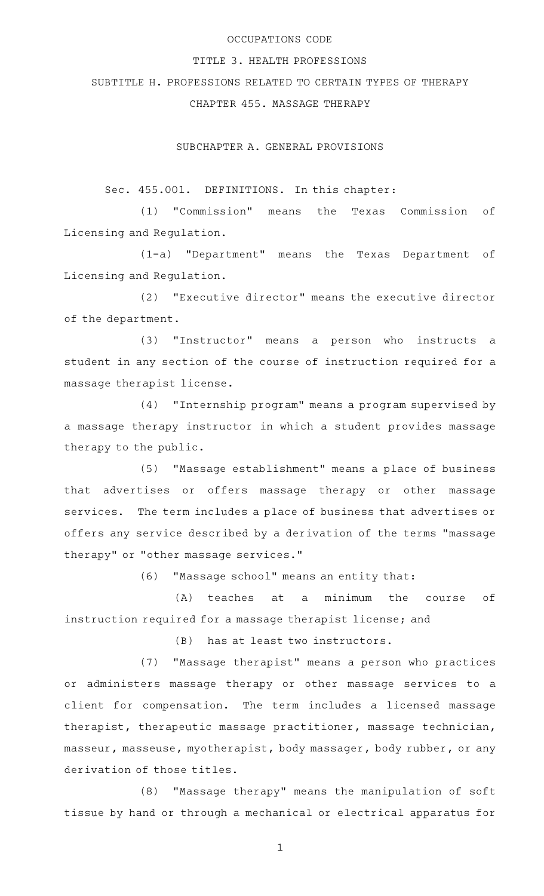OCCUPATIONS CODE

TITLE 3. HEALTH PROFESSIONS

SUBTITLE H. PROFESSIONS RELATED TO CERTAIN TYPES OF THERAPY

CHAPTER 455. MASSAGE THERAPY

SUBCHAPTER A. GENERAL PROVISIONS

Sec. 455.001. DEFINITIONS. In this chapter:

(1) "Commission" means the Texas Commission of Licensing and Regulation.

(1-a) "Department" means the Texas Department of Licensing and Regulation.

(2) "Executive director" means the executive director of the department.

(3) "Instructor" means a person who instructs a student in any section of the course of instruction required for a massage therapist license.

(4) "Internship program" means a program supervised by a massage therapy instructor in which a student provides massage therapy to the public.

(5) "Massage establishment" means a place of business that advertises or offers massage therapy or other massage services. The term includes a place of business that advertises or offers any service described by a derivation of the terms "massage therapy" or "other massage services."

(6) "Massage school" means an entity that:

(A) teaches at a minimum the course of instruction required for a massage therapist license; and

(B) has at least two instructors.

(7) "Massage therapist" means a person who practices or administers massage therapy or other massage services to a client for compensation. The term includes a licensed massage therapist, therapeutic massage practitioner, massage technician, masseur, masseuse, myotherapist, body massager, body rubber, or any derivation of those titles.

(8) "Massage therapy" means the manipulation of soft tissue by hand or through a mechanical or electrical apparatus for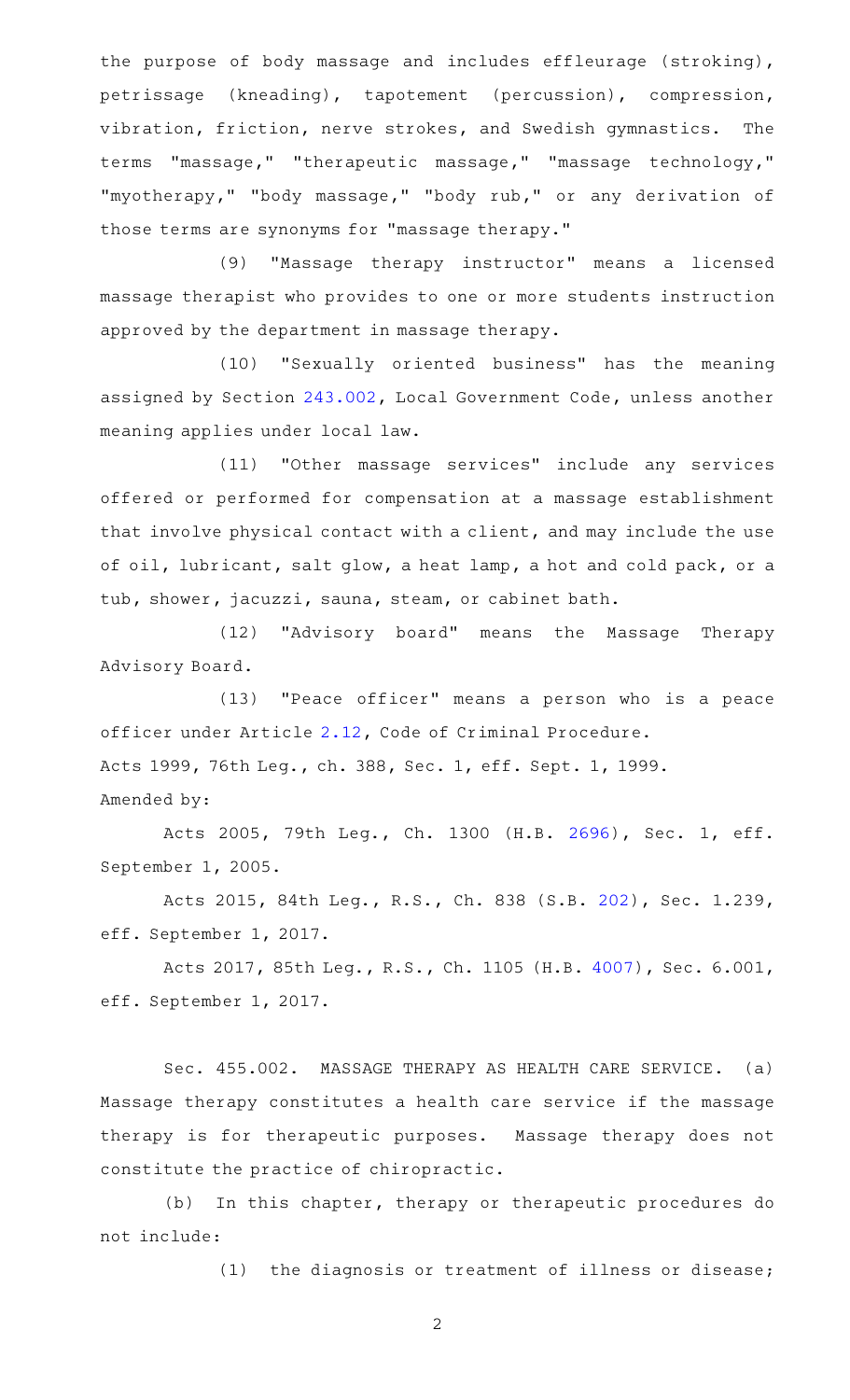the purpose of body massage and includes effleurage (stroking), petrissage (kneading), tapotement (percussion), compression, vibration, friction, nerve strokes, and Swedish gymnastics. The terms "massage," "therapeutic massage," "massage technology," "myotherapy," "body massage," "body rub," or any derivation of those terms are synonyms for "massage therapy."

(9) "Massage therapy instructor" means a licensed massage therapist who provides to one or more students instruction approved by the department in massage therapy.

(10) "Sexually oriented business" has the meaning assigned by Section 243.002, Local Government Code, unless another meaning applies under local law.

(11) "Other massage services" include any services offered or performed for compensation at a massage establishment that involve physical contact with a client, and may include the use of oil, lubricant, salt glow, a heat lamp, a hot and cold pack, or a tub, shower, jacuzzi, sauna, steam, or cabinet bath.

(12) "Advisory board" means the Massage Therapy Advisory Board.

(13) "Peace officer" means a person who is a peace officer under Article 2.12, Code of Criminal Procedure.

Acts 1999, 76th Leg., ch. 388, Sec. 1, eff. Sept. 1, 1999.

Amended by:

Acts 2005, 79th Leg., Ch. 1300 (H.B. 2696), Sec. 1, eff. September 1, 2005.

Acts 2015, 84th Leg., R.S., Ch. 838 (S.B. 202), Sec. 1.239, eff. September 1, 2017.

Acts 2017, 85th Leg., R.S., Ch. 1105 (H.B. 4007), Sec. 6.001, eff. September 1, 2017.

Sec. 455.002. MASSAGE THERAPY AS HEALTH CARE SERVICE. (a) Massage therapy constitutes a health care service if the massage therapy is for therapeutic purposes. Massage therapy does not constitute the practice of chiropractic.

(b) In this chapter, therapy or therapeutic procedures do not include:

(1) the diagnosis or treatment of illness or disease;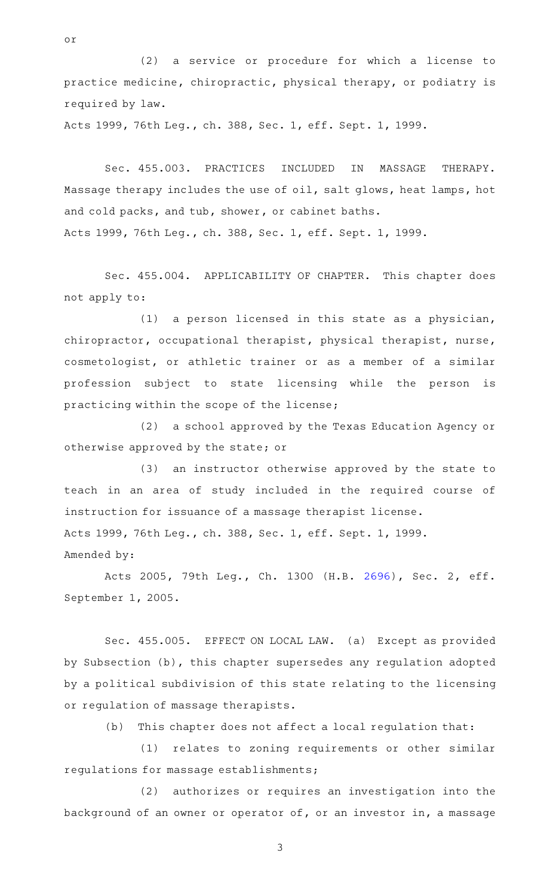or

(2) a service or procedure for which a license to practice medicine, chiropractic, physical therapy, or podiatry is required by law.

Acts 1999, 76th Leg., ch. 388, Sec. 1, eff. Sept. 1, 1999.

Sec. 455.003. PRACTICES INCLUDED IN MASSAGE THERAPY. Massage therapy includes the use of oil, salt glows, heat lamps, hot and cold packs, and tub, shower, or cabinet baths.

Acts 1999, 76th Leg., ch. 388, Sec. 1, eff. Sept. 1, 1999.

Sec. 455.004. APPLICABILITY OF CHAPTER. This chapter does not apply to:

(1) a person licensed in this state as a physician, chiropractor, occupational therapist, physical therapist, nurse, cosmetologist, or athletic trainer or as a member of a similar profession subject to state licensing while the person is practicing within the scope of the license;

(2) a school approved by the Texas Education Agency or otherwise approved by the state; or

(3) an instructor otherwise approved by the state to teach in an area of study included in the required course of instruction for issuance of a massage therapist license.

Acts 1999, 76th Leg., ch. 388, Sec. 1, eff. Sept. 1, 1999.

Amended by:

Acts 2005, 79th Leg., Ch. 1300 (H.B. 2696), Sec. 2, eff. September 1, 2005.

Sec. 455.005. EFFECT ON LOCAL LAW. (a) Except as provided by Subsection (b), this chapter supersedes any regulation adopted by a political subdivision of this state relating to the licensing or regulation of massage therapists.

(b) This chapter does not affect a local regulation that:

(1) relates to zoning requirements or other similar regulations for massage establishments;

(2) authorizes or requires an investigation into the background of an owner or operator of, or an investor in, a massage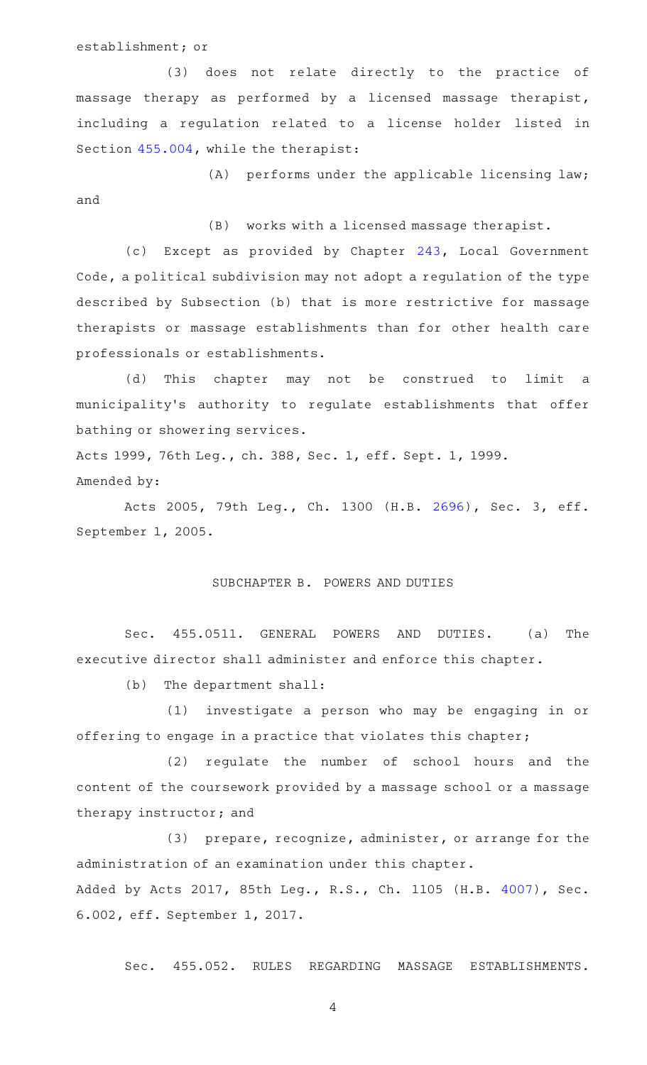establishment; or

(3) does not relate directly to the practice of massage therapy as performed by a licensed massage therapist, including a regulation related to a license holder listed in Section 455.004, while the therapist:

(A) performs under the applicable licensing law; and

(B) works with a licensed massage therapist.

(c) Except as provided by Chapter 243, Local Government Code, a political subdivision may not adopt a regulation of the type described by Subsection (b) that is more restrictive for massage therapists or massage establishments than for other health care professionals or establishments.

(d) This chapter may not be construed to limit a municipality's authority to regulate establishments that offer bathing or showering services.

Acts 1999, 76th Leg., ch. 388, Sec. 1, eff. Sept. 1, 1999.

Amended by:

Acts 2005, 79th Leg., Ch. 1300 (H.B. 2696), Sec. 3, eff. September 1, 2005.

## SUBCHAPTER B. POWERS AND DUTIES

Sec. 455.0511. GENERAL POWERS AND DUTIES. (a) The executive director shall administer and enforce this chapter.

(b) The department shall:

(1) investigate a person who may be engaging in or offering to engage in a practice that violates this chapter;

(2) regulate the number of school hours and the content of the coursework provided by a massage school or a massage therapy instructor; and

(3) prepare, recognize, administer, or arrange for the administration of an examination under this chapter.

Added by Acts 2017, 85th Leg., R.S., Ch. 1105 (H.B. 4007), Sec. 6.002, eff. September 1, 2017.

Sec. 455.052. RULES REGARDING MASSAGE ESTABLISHMENTS.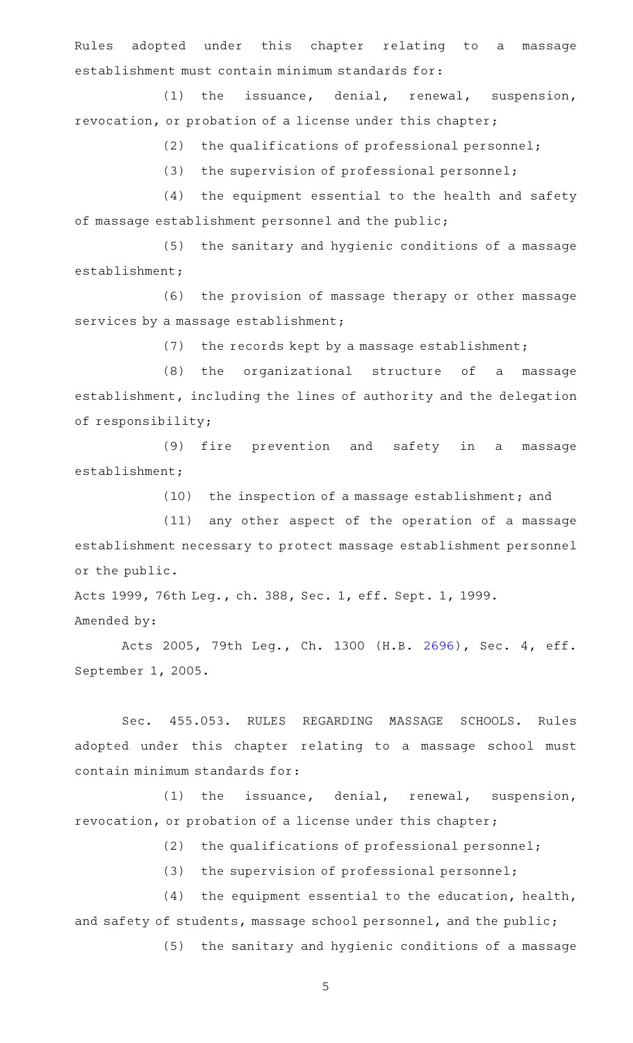Rules adopted under this chapter relating to a massage establishment must contain minimum standards for:

(1) the issuance, denial, renewal, suspension, revocation, or probation of a license under this chapter;

(2) the qualifications of professional personnel;

(3) the supervision of professional personnel;

(4) the equipment essential to the health and safety of massage establishment personnel and the public;

(5) the sanitary and hygienic conditions of a massage establishment;

(6) the provision of massage therapy or other massage services by a massage establishment;

(7) the records kept by a massage establishment;

(8) the organizational structure of a massage establishment, including the lines of authority and the delegation of responsibility;

(9) fire prevention and safety in a massage establishment;

(10) the inspection of a massage establishment; and

(11) any other aspect of the operation of a massage establishment necessary to protect massage establishment personnel or the public.

Acts 1999, 76th Leg., ch. 388, Sec. 1, eff. Sept. 1, 1999.
Amended by:

Acts 2005, 79th Leg., Ch. 1300 (H.B. 2696), Sec. 4, eff. September 1, 2005.

Sec. 455.053. RULES REGARDING MASSAGE SCHOOLS. Rules adopted under this chapter relating to a massage school must contain minimum standards for:

(1) the issuance, denial, renewal, suspension, revocation, or probation of a license under this chapter;

(2) the qualifications of professional personnel;

(3) the supervision of professional personnel;

(4) the equipment essential to the education, health, and safety of students, massage school personnel, and the public;

(5) the sanitary and hygienic conditions of a massage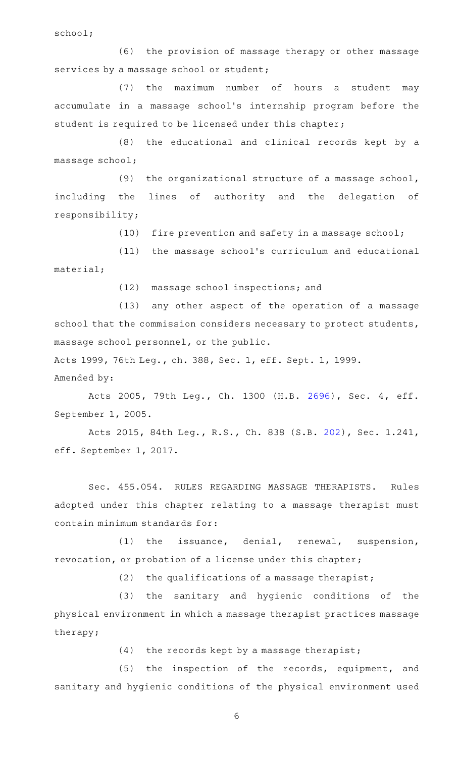school;

(6) the provision of massage therapy or other massage services by a massage school or student;

(7) the maximum number of hours a student may accumulate in a massage school's internship program before the student is required to be licensed under this chapter;

(8) the educational and clinical records kept by a massage school;

(9) the organizational structure of a massage school, including the lines of authority and the delegation of responsibility;

(10) fire prevention and safety in a massage school;

(11) the massage school's curriculum and educational material;

(12) massage school inspections; and

(13) any other aspect of the operation of a massage school that the commission considers necessary to protect students, massage school personnel, or the public.

Acts 1999, 76th Leg., ch. 388, Sec. 1, eff. Sept. 1, 1999.

Amended by:

Acts 2005, 79th Leg., Ch. 1300 (H.B. 2696), Sec. 4, eff. September 1, 2005.

Acts 2015, 84th Leg., R.S., Ch. 838 (S.B. 202), Sec. 1.241, eff. September 1, 2017.

Sec. 455.054. RULES REGARDING MASSAGE THERAPISTS. Rules adopted under this chapter relating to a massage therapist must contain minimum standards for:

(1) the issuance, denial, renewal, suspension, revocation, or probation of a license under this chapter;

(2) the qualifications of a massage therapist;

(3) the sanitary and hygienic conditions of the physical environment in which a massage therapist practices massage therapy;

(4) the records kept by a massage therapist;

(5) the inspection of the records, equipment, and sanitary and hygienic conditions of the physical environment used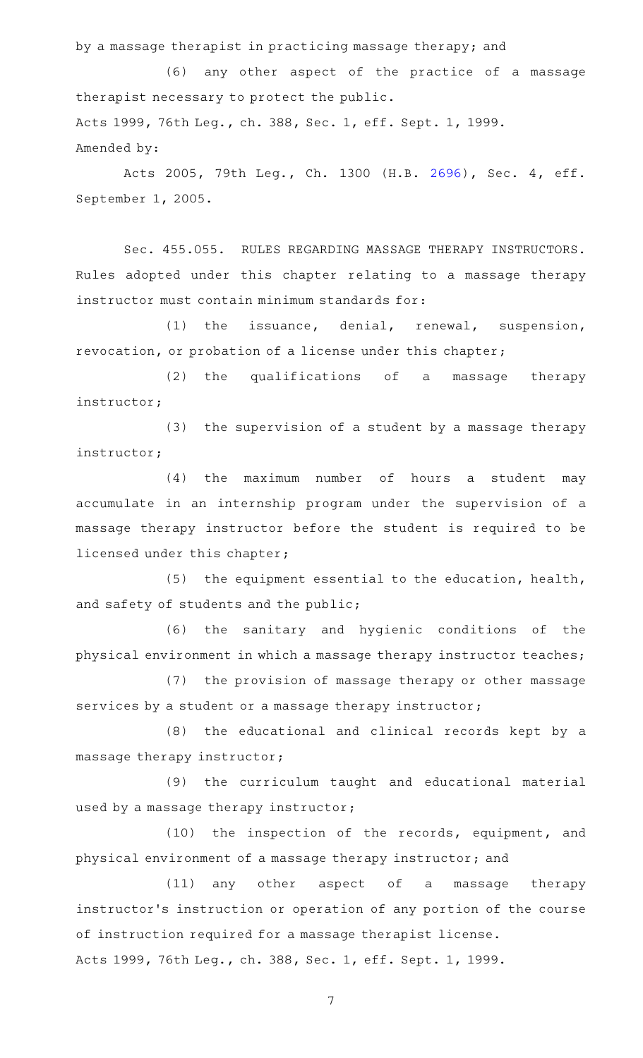by a massage therapist in practicing massage therapy; and

(6) any other aspect of the practice of a massage therapist necessary to protect the public.

Acts 1999, 76th Leg., ch. 388, Sec. 1, eff. Sept. 1, 1999.

Amended by:

Acts 2005, 79th Leg., Ch. 1300 (H.B. 2696), Sec. 4, eff. September 1, 2005.

Sec. 455.055. RULES REGARDING MASSAGE THERAPY INSTRUCTORS. Rules adopted under this chapter relating to a massage therapy instructor must contain minimum standards for:

(1) the issuance, denial, renewal, suspension, revocation, or probation of a license under this chapter;

(2) the qualifications of a massage therapy instructor;

(3) the supervision of a student by a massage therapy instructor;

(4) the maximum number of hours a student may accumulate in an internship program under the supervision of a massage therapy instructor before the student is required to be licensed under this chapter;

(5) the equipment essential to the education, health, and safety of students and the public;

(6) the sanitary and hygienic conditions of the physical environment in which a massage therapy instructor teaches;

(7) the provision of massage therapy or other massage services by a student or a massage therapy instructor;

(8) the educational and clinical records kept by a massage therapy instructor;

(9) the curriculum taught and educational material used by a massage therapy instructor;

(10) the inspection of the records, equipment, and physical environment of a massage therapy instructor; and

(11) any other aspect of a massage therapy instructor's instruction or operation of any portion of the course of instruction required for a massage therapist license.

Acts 1999, 76th Leg., ch. 388, Sec. 1, eff. Sept. 1, 1999.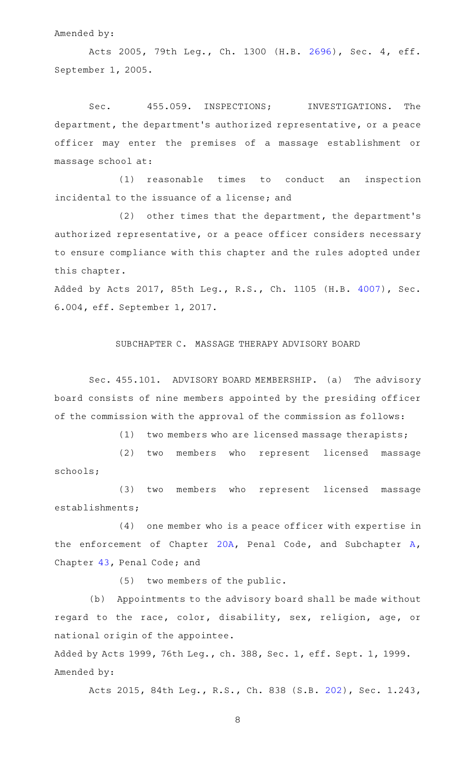Amended by:

Acts 2005, 79th Leg., Ch. 1300 (H.B. 2696), Sec. 4, eff. September 1, 2005.

Sec. 455.059. INSPECTIONS; INVESTIGATIONS. The department, the department's authorized representative, or a peace officer may enter the premises of a massage establishment or massage school at:

(1) reasonable times to conduct an inspection incidental to the issuance of a license; and

(2) other times that the department, the department's authorized representative, or a peace officer considers necessary to ensure compliance with this chapter and the rules adopted under this chapter.

Added by Acts 2017, 85th Leg., R.S., Ch. 1105 (H.B. 4007), Sec. 6.004, eff. September 1, 2017.

SUBCHAPTER C. MASSAGE THERAPY ADVISORY BOARD

Sec. 455.101. ADVISORY BOARD MEMBERSHIP. (a) The advisory board consists of nine members appointed by the presiding officer of the commission with the approval of the commission as follows:

(1) two members who are licensed massage therapists;

(2) two members who represent licensed massage schools;

(3) two members who represent licensed massage establishments;

(4) one member who is a peace officer with expertise in the enforcement of Chapter 20A, Penal Code, and Subchapter A, Chapter 43, Penal Code; and

(5) two members of the public.

(b) Appointments to the advisory board shall be made without regard to the race, color, disability, sex, religion, age, or national origin of the appointee.

Added by Acts 1999, 76th Leg., ch. 388, Sec. 1, eff. Sept. 1, 1999.

Amended by:

Acts 2015, 84th Leg., R.S., Ch. 838 (S.B. 202), Sec. 1.243,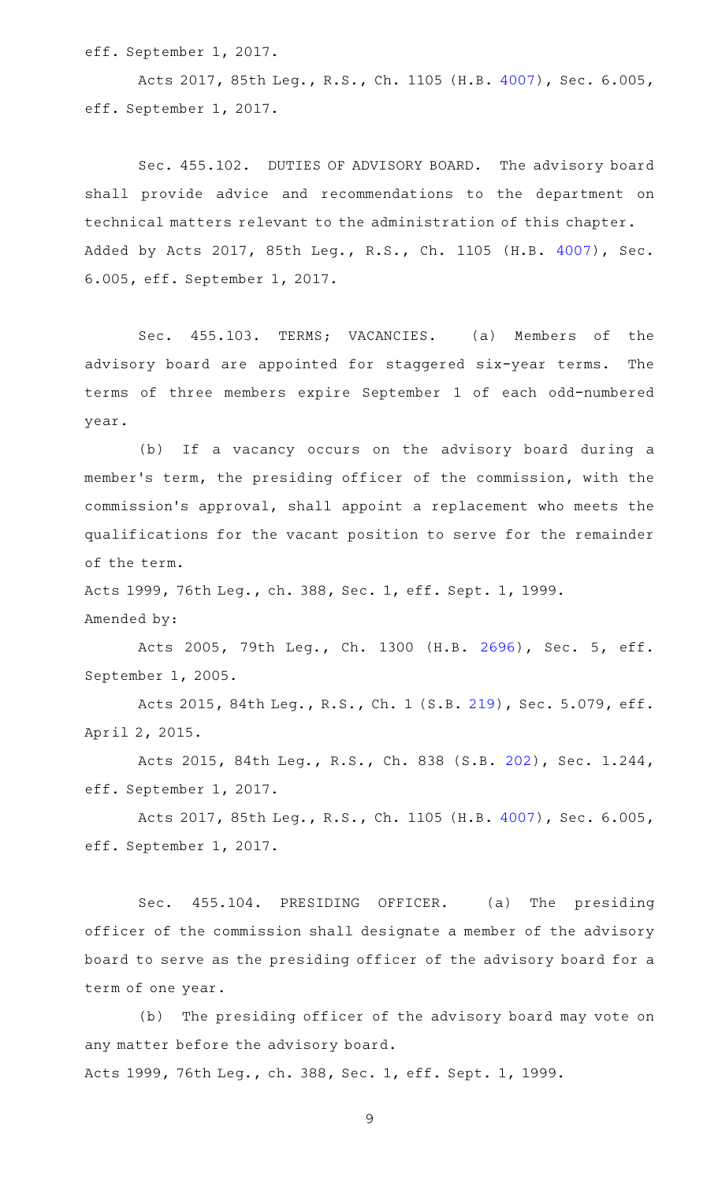eff. September 1, 2017.

Acts 2017, 85th Leg., R.S., Ch. 1105 (H.B. 4007), Sec. 6.005, eff. September 1, 2017.

Sec. 455.102. DUTIES OF ADVISORY BOARD. The advisory board shall provide advice and recommendations to the department on technical matters relevant to the administration of this chapter.
Added by Acts 2017, 85th Leg., R.S., Ch. 1105 (H.B. 4007), Sec. 6.005, eff. September 1, 2017.

Sec. 455.103. TERMS; VACANCIES. (a) Members of the advisory board are appointed for staggered six-year terms. The terms of three members expire September 1 of each odd-numbered year.

(b) If a vacancy occurs on the advisory board during a member's term, the presiding officer of the commission, with the commission's approval, shall appoint a replacement who meets the qualifications for the vacant position to serve for the remainder of the term.

Acts 1999, 76th Leg., ch. 388, Sec. 1, eff. Sept. 1, 1999.
Amended by:

Acts 2005, 79th Leg., Ch. 1300 (H.B. 2696), Sec. 5, eff. September 1, 2005.

Acts 2015, 84th Leg., R.S., Ch. 1 (S.B. 219), Sec. 5.079, eff. April 2, 2015.

Acts 2015, 84th Leg., R.S., Ch. 838 (S.B. 202), Sec. 1.244, eff. September 1, 2017.

Acts 2017, 85th Leg., R.S., Ch. 1105 (H.B. 4007), Sec. 6.005, eff. September 1, 2017.

Sec. 455.104. PRESIDING OFFICER. (a) The presiding officer of the commission shall designate a member of the advisory board to serve as the presiding officer of the advisory board for a term of one year.

(b) The presiding officer of the advisory board may vote on any matter before the advisory board.

Acts 1999, 76th Leg., ch. 388, Sec. 1, eff. Sept. 1, 1999.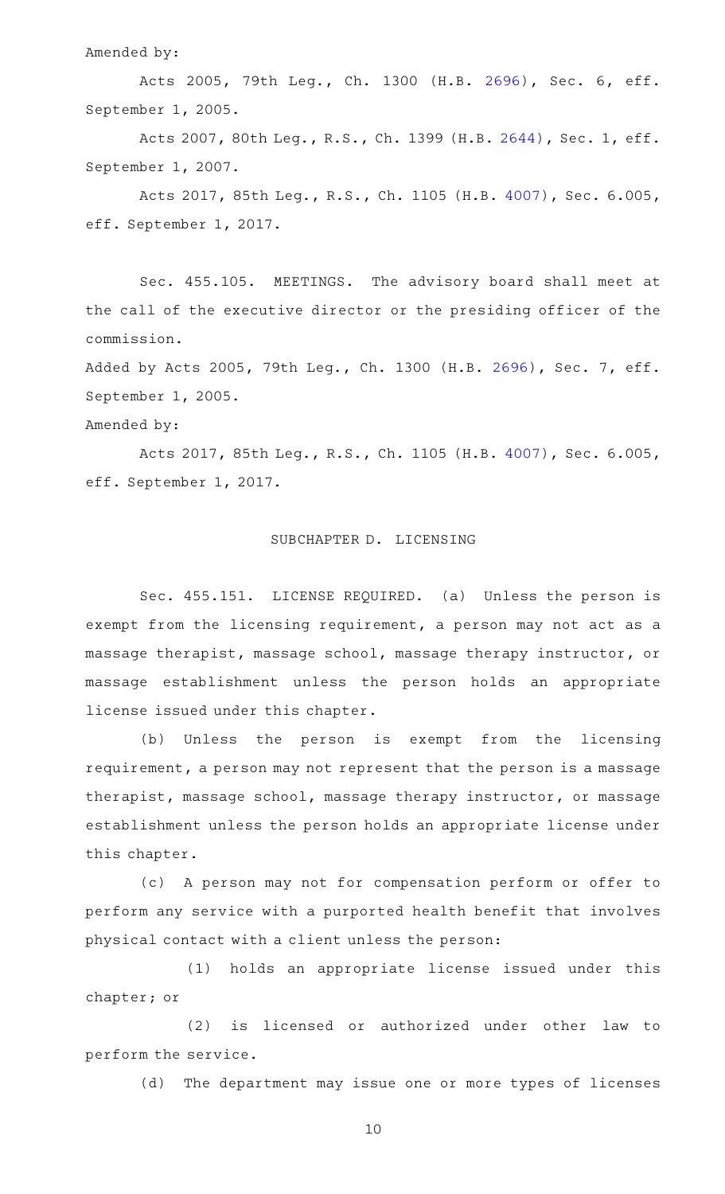Amended by:

Acts 2005, 79th Leg., Ch. 1300 (H.B. 2696), Sec. 6, eff. September 1, 2005.

Acts 2007, 80th Leg., R.S., Ch. 1399 (H.B. 2644), Sec. 1, eff. September 1, 2007.

Acts 2017, 85th Leg., R.S., Ch. 1105 (H.B. 4007), Sec. 6.005, eff. September 1, 2017.

Sec. 455.105. MEETINGS. The advisory board shall meet at the call of the executive director or the presiding officer of the commission.

Added by Acts 2005, 79th Leg., Ch. 1300 (H.B. 2696), Sec. 7, eff. September 1, 2005.

Amended by:

Acts 2017, 85th Leg., R.S., Ch. 1105 (H.B. 4007), Sec. 6.005, eff. September 1, 2017.

## SUBCHAPTER D. LICENSING

Sec. 455.151. LICENSE REQUIRED. (a) Unless the person is exempt from the licensing requirement, a person may not act as a massage therapist, massage school, massage therapy instructor, or massage establishment unless the person holds an appropriate license issued under this chapter.

(b) Unless the person is exempt from the licensing requirement, a person may not represent that the person is a massage therapist, massage school, massage therapy instructor, or massage establishment unless the person holds an appropriate license under this chapter.

(c) A person may not for compensation perform or offer to perform any service with a purported health benefit that involves physical contact with a client unless the person:

(1) holds an appropriate license issued under this chapter; or

(2) is licensed or authorized under other law to perform the service.

(d) The department may issue one or more types of licenses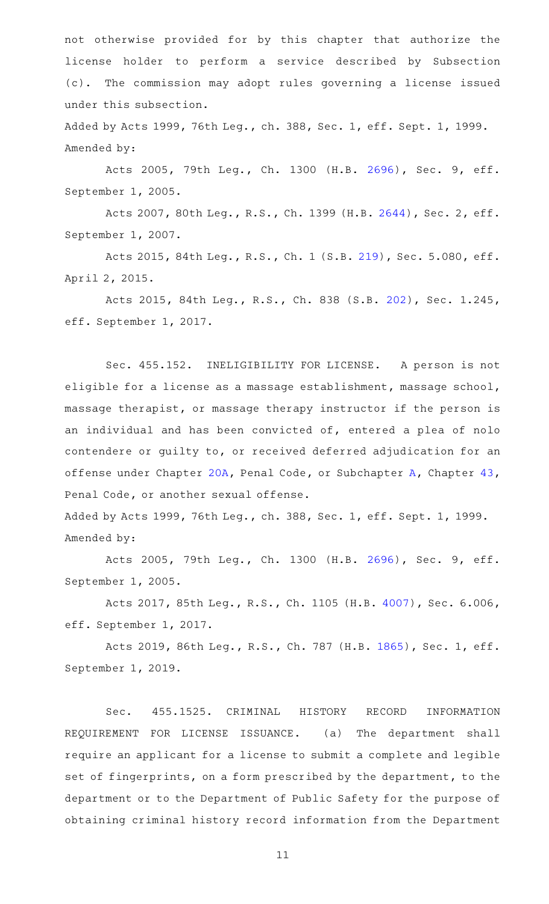not otherwise provided for by this chapter that authorize the license holder to perform a service described by Subsection (c). The commission may adopt rules governing a license issued under this subsection.

Added by Acts 1999, 76th Leg., ch. 388, Sec. 1, eff. Sept. 1, 1999.
Amended by:

Acts 2005, 79th Leg., Ch. 1300 (H.B. 2696), Sec. 9, eff. September 1, 2005.

Acts 2007, 80th Leg., R.S., Ch. 1399 (H.B. 2644), Sec. 2, eff. September 1, 2007.

Acts 2015, 84th Leg., R.S., Ch. 1 (S.B. 219), Sec. 5.080, eff. April 2, 2015.

Acts 2015, 84th Leg., R.S., Ch. 838 (S.B. 202), Sec. 1.245, eff. September 1, 2017.

Sec. 455.152. INELIGIBILITY FOR LICENSE. A person is not eligible for a license as a massage establishment, massage school, massage therapist, or massage therapy instructor if the person is an individual and has been convicted of, entered a plea of nolo contendere or guilty to, or received deferred adjudication for an offense under Chapter 20A, Penal Code, or Subchapter A, Chapter 43, Penal Code, or another sexual offense.

Added by Acts 1999, 76th Leg., ch. 388, Sec. 1, eff. Sept. 1, 1999.
Amended by:

Acts 2005, 79th Leg., Ch. 1300 (H.B. 2696), Sec. 9, eff. September 1, 2005.

Acts 2017, 85th Leg., R.S., Ch. 1105 (H.B. 4007), Sec. 6.006, eff. September 1, 2017.

Acts 2019, 86th Leg., R.S., Ch. 787 (H.B. 1865), Sec. 1, eff. September 1, 2019.

Sec. 455.1525. CRIMINAL HISTORY RECORD INFORMATION REQUIREMENT FOR LICENSE ISSUANCE. (a) The department shall require an applicant for a license to submit a complete and legible set of fingerprints, on a form prescribed by the department, to the department or to the Department of Public Safety for the purpose of obtaining criminal history record information from the Department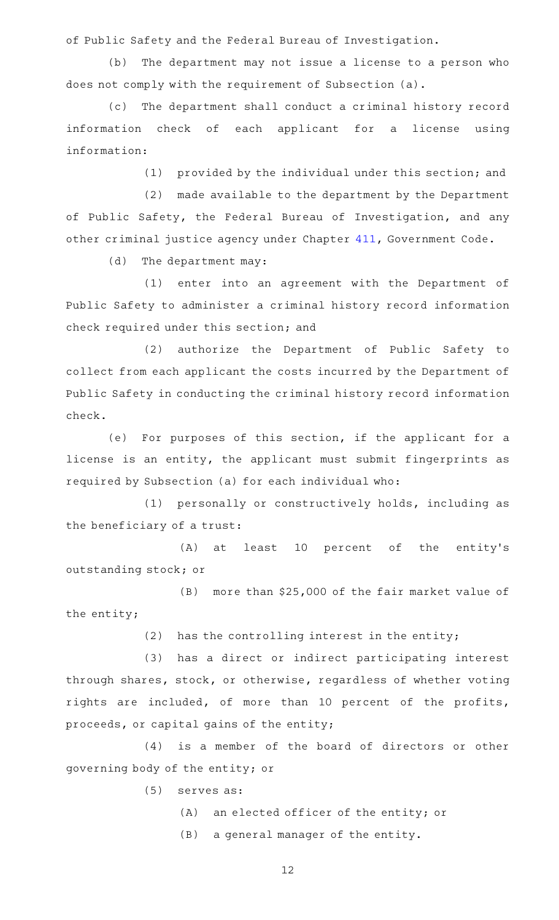of Public Safety and the Federal Bureau of Investigation.

(b) The department may not issue a license to a person who does not comply with the requirement of Subsection (a).

(c) The department shall conduct a criminal history record information check of each applicant for a license using information:

(1) provided by the individual under this section; and

(2) made available to the department by the Department of Public Safety, the Federal Bureau of Investigation, and any other criminal justice agency under Chapter 411, Government Code.

(d) The department may:

(1) enter into an agreement with the Department of Public Safety to administer a criminal history record information check required under this section; and

(2) authorize the Department of Public Safety to collect from each applicant the costs incurred by the Department of Public Safety in conducting the criminal history record information check.

(e) For purposes of this section, if the applicant for a license is an entity, the applicant must submit fingerprints as required by Subsection (a) for each individual who:

(1) personally or constructively holds, including as the beneficiary of a trust:

(A) at least 10 percent of the entity's outstanding stock; or

(B) more than $25,000 of the fair market value of the entity;

(2) has the controlling interest in the entity;

(3) has a direct or indirect participating interest through shares, stock, or otherwise, regardless of whether voting rights are included, of more than 10 percent of the profits, proceeds, or capital gains of the entity;

(4) is a member of the board of directors or other governing body of the entity; or

(5) serves as:

(A) an elected officer of the entity; or

(B) a general manager of the entity.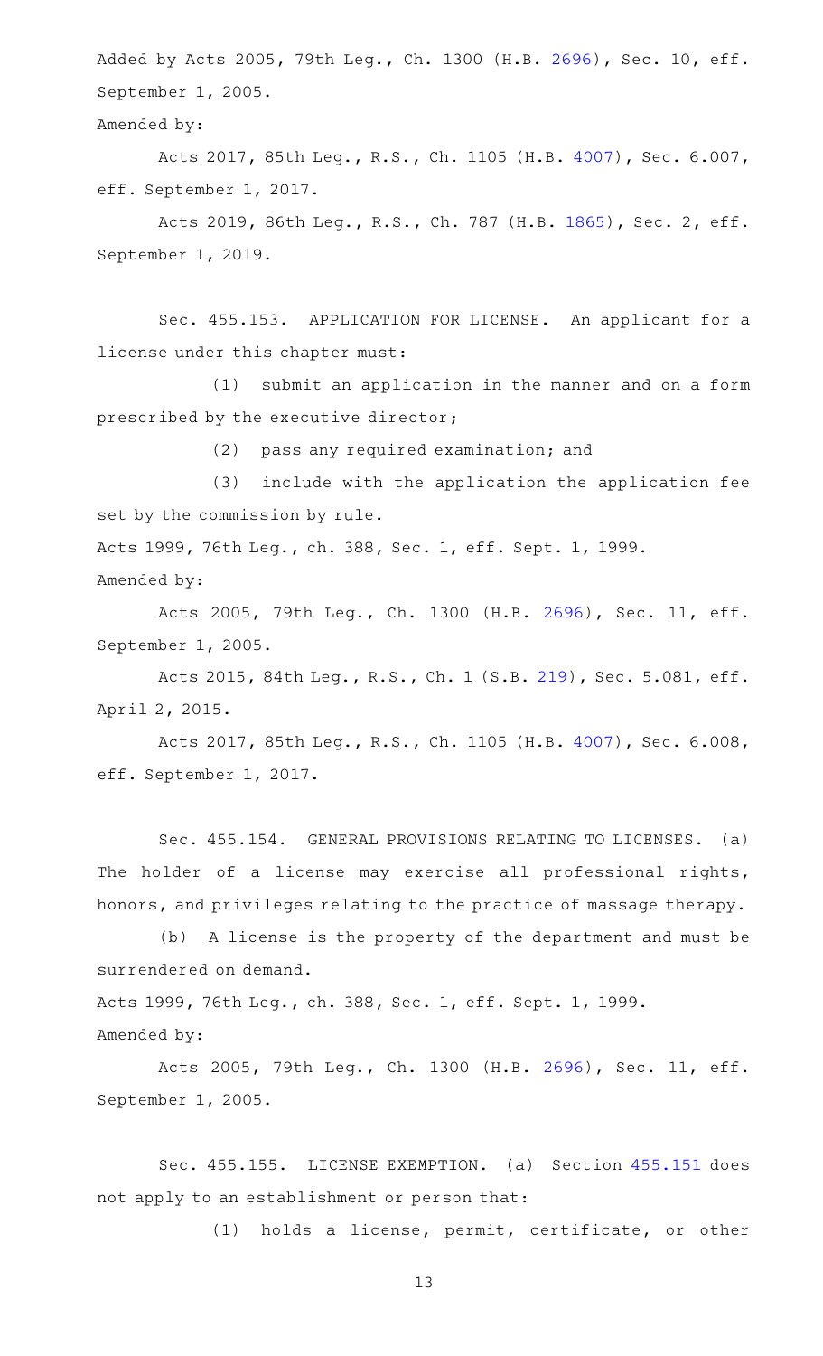Added by Acts 2005, 79th Leg., Ch. 1300 (H.B. 2696), Sec. 10, eff. September 1, 2005.

Amended by:

Acts 2017, 85th Leg., R.S., Ch. 1105 (H.B. 4007), Sec. 6.007, eff. September 1, 2017.

Acts 2019, 86th Leg., R.S., Ch. 787 (H.B. 1865), Sec. 2, eff. September 1, 2019.

Sec. 455.153. APPLICATION FOR LICENSE. An applicant for a license under this chapter must:

(1) submit an application in the manner and on a form prescribed by the executive director;

(2) pass any required examination; and

(3) include with the application the application fee set by the commission by rule.

Acts 1999, 76th Leg., ch. 388, Sec. 1, eff. Sept. 1, 1999.

Amended by:

Acts 2005, 79th Leg., Ch. 1300 (H.B. 2696), Sec. 11, eff. September 1, 2005.

Acts 2015, 84th Leg., R.S., Ch. 1 (S.B. 219), Sec. 5.081, eff. April 2, 2015.

Acts 2017, 85th Leg., R.S., Ch. 1105 (H.B. 4007), Sec. 6.008, eff. September 1, 2017.

Sec. 455.154. GENERAL PROVISIONS RELATING TO LICENSES. (a) The holder of a license may exercise all professional rights, honors, and privileges relating to the practice of massage therapy.

(b) A license is the property of the department and must be surrendered on demand.

Acts 1999, 76th Leg., ch. 388, Sec. 1, eff. Sept. 1, 1999.

Amended by:

Acts 2005, 79th Leg., Ch. 1300 (H.B. 2696), Sec. 11, eff. September 1, 2005.

Sec. 455.155. LICENSE EXEMPTION. (a) Section 455.151 does not apply to an establishment or person that:

(1) holds a license, permit, certificate, or other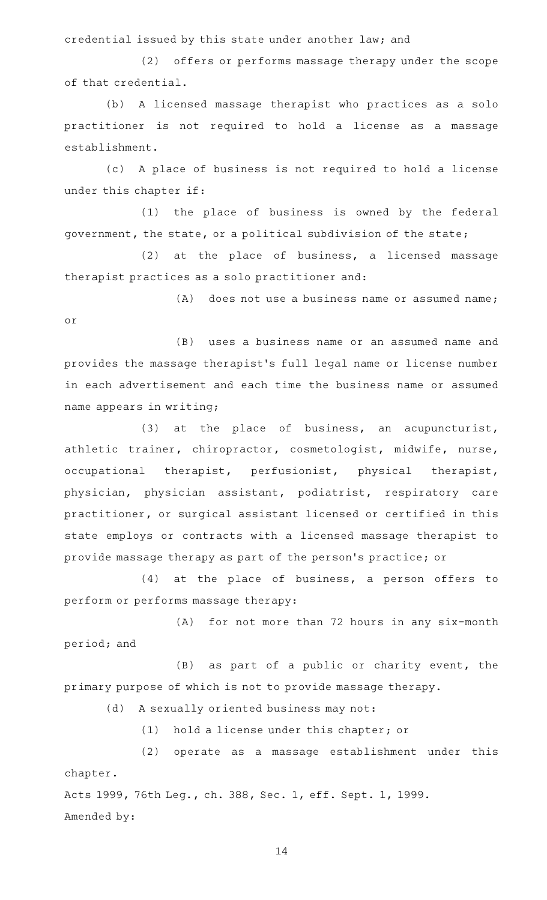credential issued by this state under another law; and

(2) offers or performs massage therapy under the scope of that credential.

(b) A licensed massage therapist who practices as a solo practitioner is not required to hold a license as a massage establishment.

(c) A place of business is not required to hold a license under this chapter if:

(1) the place of business is owned by the federal government, the state, or a political subdivision of the state;

(2) at the place of business, a licensed massage therapist practices as a solo practitioner and:

(A) does not use a business name or assumed name; or

(B) uses a business name or an assumed name and provides the massage therapist's full legal name or license number in each advertisement and each time the business name or assumed name appears in writing;

(3) at the place of business, an acupuncturist, athletic trainer, chiropractor, cosmetologist, midwife, nurse, occupational therapist, perfusionist, physical therapist, physician, physician assistant, podiatrist, respiratory care practitioner, or surgical assistant licensed or certified in this state employs or contracts with a licensed massage therapist to provide massage therapy as part of the person's practice; or

(4) at the place of business, a person offers to perform or performs massage therapy:

(A) for not more than 72 hours in any six-month period; and

(B) as part of a public or charity event, the primary purpose of which is not to provide massage therapy.

(d) A sexually oriented business may not:

(1) hold a license under this chapter; or

(2) operate as a massage establishment under this chapter.

Acts 1999, 76th Leg., ch. 388, Sec. 1, eff. Sept. 1, 1999.

Amended by: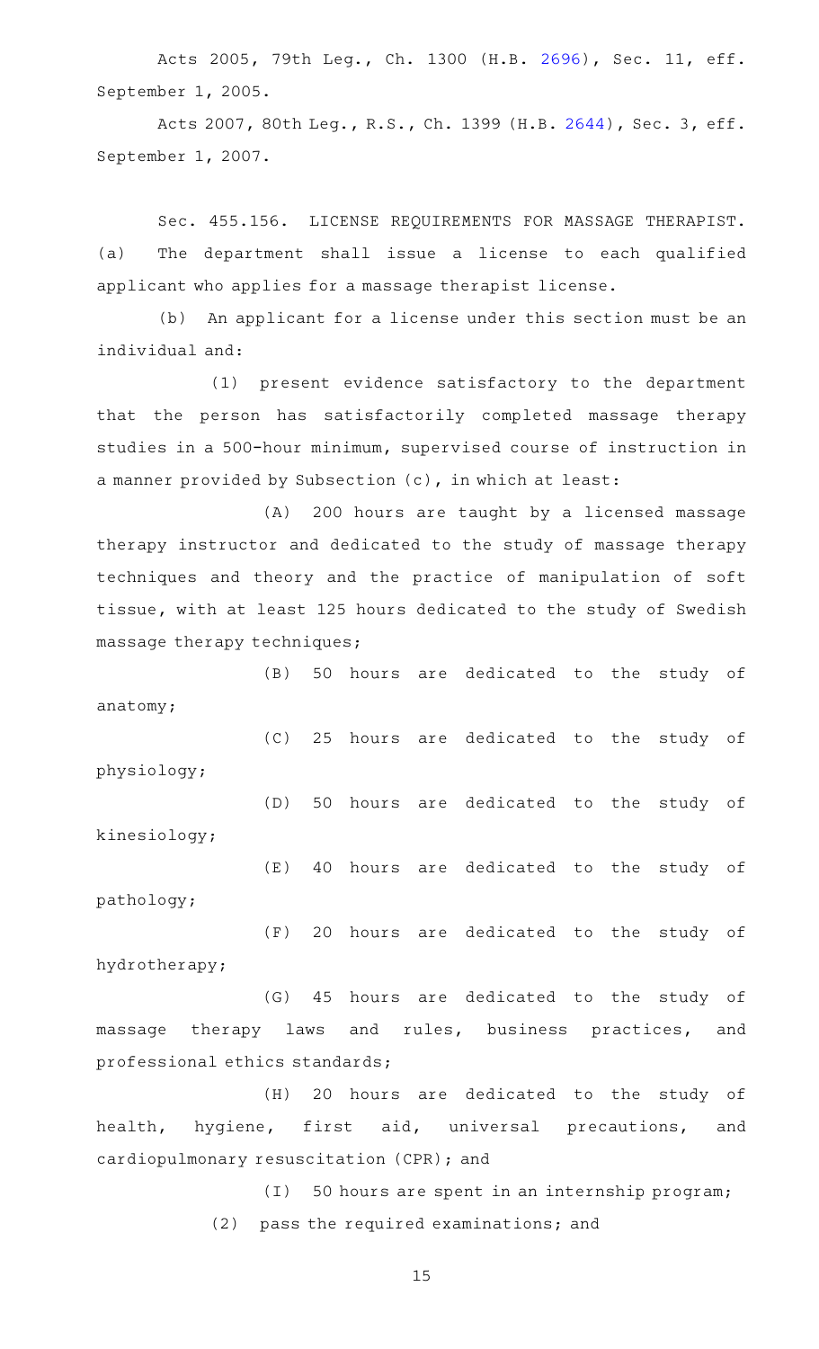Acts 2005, 79th Leg., Ch. 1300 (H.B. 2696), Sec. 11, eff. September 1, 2005.

Acts 2007, 80th Leg., R.S., Ch. 1399 (H.B. 2644), Sec. 3, eff. September 1, 2007.

Sec. 455.156. LICENSE REQUIREMENTS FOR MASSAGE THERAPIST. (a) The department shall issue a license to each qualified applicant who applies for a massage therapist license.

(b) An applicant for a license under this section must be an individual and:

(1) present evidence satisfactory to the department that the person has satisfactorily completed massage therapy studies in a 500-hour minimum, supervised course of instruction in a manner provided by Subsection (c), in which at least:

(A) 200 hours are taught by a licensed massage therapy instructor and dedicated to the study of massage therapy techniques and theory and the practice of manipulation of soft tissue, with at least 125 hours dedicated to the study of Swedish massage therapy techniques;

(B) 50 hours are dedicated to the study of anatomy;

(C) 25 hours are dedicated to the study of physiology;

(D) 50 hours are dedicated to the study of kinesiology;

(E) 40 hours are dedicated to the study of pathology;

(F) 20 hours are dedicated to the study of hydrotherapy;

(G) 45 hours are dedicated to the study of massage therapy laws and rules, business practices, and professional ethics standards;

(H) 20 hours are dedicated to the study of health, hygiene, first aid, universal precautions, and cardiopulmonary resuscitation (CPR); and

(I) 50 hours are spent in an internship program;

(2) pass the required examinations; and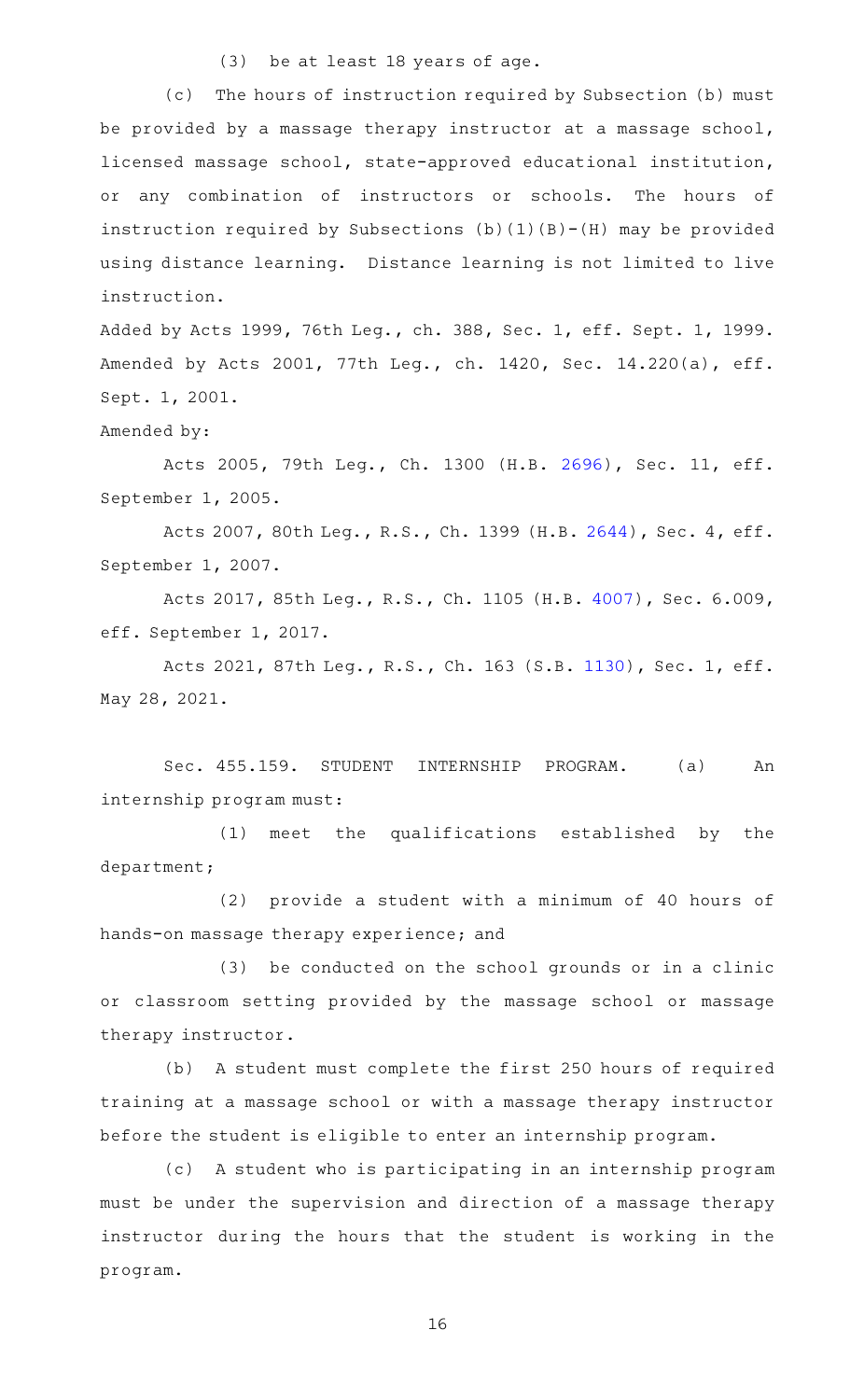(3) be at least 18 years of age.

(c) The hours of instruction required by Subsection (b) must be provided by a massage therapy instructor at a massage school, licensed massage school, state-approved educational institution, or any combination of instructors or schools. The hours of instruction required by Subsections (b)(1)(B)-(H) may be provided using distance learning. Distance learning is not limited to live instruction.

Added by Acts 1999, 76th Leg., ch. 388, Sec. 1, eff. Sept. 1, 1999. Amended by Acts 2001, 77th Leg., ch. 1420, Sec. 14.220(a), eff. Sept. 1, 2001.

Amended by:

Acts 2005, 79th Leg., Ch. 1300 (H.B. 2696), Sec. 11, eff. September 1, 2005.

Acts 2007, 80th Leg., R.S., Ch. 1399 (H.B. 2644), Sec. 4, eff. September 1, 2007.

Acts 2017, 85th Leg., R.S., Ch. 1105 (H.B. 4007), Sec. 6.009, eff. September 1, 2017.

Acts 2021, 87th Leg., R.S., Ch. 163 (S.B. 1130), Sec. 1, eff. May 28, 2021.

Sec. 455.159. STUDENT INTERNSHIP PROGRAM. (a) An internship program must:

(1) meet the qualifications established by the department;

(2) provide a student with a minimum of 40 hours of hands-on massage therapy experience; and

(3) be conducted on the school grounds or in a clinic or classroom setting provided by the massage school or massage therapy instructor.

(b) A student must complete the first 250 hours of required training at a massage school or with a massage therapy instructor before the student is eligible to enter an internship program.

(c) A student who is participating in an internship program must be under the supervision and direction of a massage therapy instructor during the hours that the student is working in the program.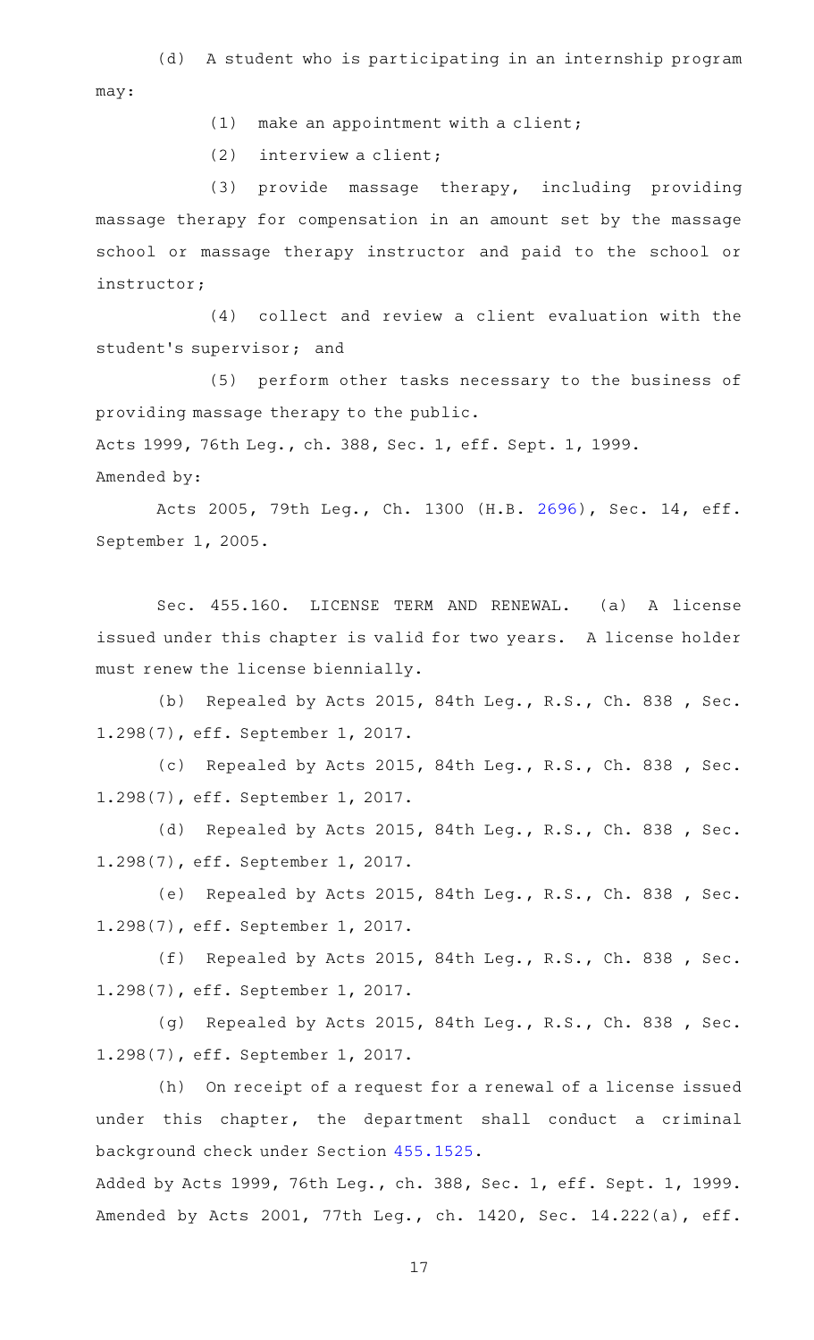(d) A student who is participating in an internship program may:

(1) make an appointment with a client;

(2) interview a client;

(3) provide massage therapy, including providing massage therapy for compensation in an amount set by the massage school or massage therapy instructor and paid to the school or instructor;

(4) collect and review a client evaluation with the student's supervisor; and

(5) perform other tasks necessary to the business of providing massage therapy to the public.

Acts 1999, 76th Leg., ch. 388, Sec. 1, eff. Sept. 1, 1999.
Amended by:

Acts 2005, 79th Leg., Ch. 1300 (H.B. 2696), Sec. 14, eff. September 1, 2005.

Sec. 455.160. LICENSE TERM AND RENEWAL. (a) A license issued under this chapter is valid for two years. A license holder must renew the license biennially.

(b) Repealed by Acts 2015, 84th Leg., R.S., Ch. 838 , Sec. 1.298(7), eff. September 1, 2017.

(c) Repealed by Acts 2015, 84th Leg., R.S., Ch. 838 , Sec. 1.298(7), eff. September 1, 2017.

(d) Repealed by Acts 2015, 84th Leg., R.S., Ch. 838 , Sec. 1.298(7), eff. September 1, 2017.

(e) Repealed by Acts 2015, 84th Leg., R.S., Ch. 838 , Sec. 1.298(7), eff. September 1, 2017.

(f) Repealed by Acts 2015, 84th Leg., R.S., Ch. 838 , Sec. 1.298(7), eff. September 1, 2017.

(g) Repealed by Acts 2015, 84th Leg., R.S., Ch. 838 , Sec. 1.298(7), eff. September 1, 2017.

(h) On receipt of a request for a renewal of a license issued under this chapter, the department shall conduct a criminal background check under Section 455.1525.

Added by Acts 1999, 76th Leg., ch. 388, Sec. 1, eff. Sept. 1, 1999.
Amended by Acts 2001, 77th Leg., ch. 1420, Sec. 14.222(a), eff.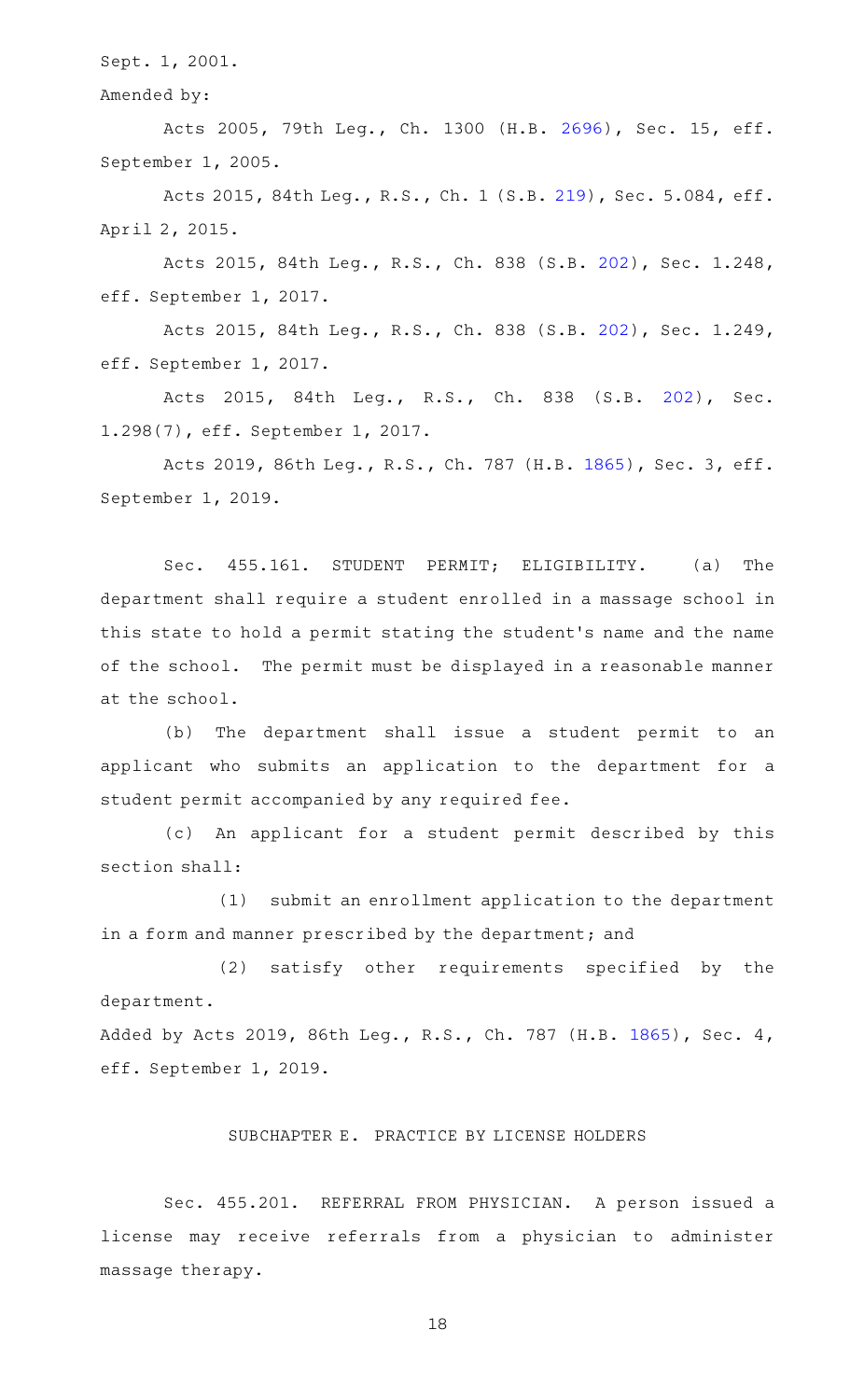Sept. 1, 2001.

Amended by:

Acts 2005, 79th Leg., Ch. 1300 (H.B. 2696), Sec. 15, eff. September 1, 2005.

Acts 2015, 84th Leg., R.S., Ch. 1 (S.B. 219), Sec. 5.084, eff. April 2, 2015.

Acts 2015, 84th Leg., R.S., Ch. 838 (S.B. 202), Sec. 1.248, eff. September 1, 2017.

Acts 2015, 84th Leg., R.S., Ch. 838 (S.B. 202), Sec. 1.249, eff. September 1, 2017.

Acts 2015, 84th Leg., R.S., Ch. 838 (S.B. 202), Sec. 1.298(7), eff. September 1, 2017.

Acts 2019, 86th Leg., R.S., Ch. 787 (H.B. 1865), Sec. 3, eff. September 1, 2019.

Sec. 455.161. STUDENT PERMIT; ELIGIBILITY. (a) The department shall require a student enrolled in a massage school in this state to hold a permit stating the student's name and the name of the school. The permit must be displayed in a reasonable manner at the school.

(b) The department shall issue a student permit to an applicant who submits an application to the department for a student permit accompanied by any required fee.

(c) An applicant for a student permit described by this section shall:

(1) submit an enrollment application to the department in a form and manner prescribed by the department; and

(2) satisfy other requirements specified by the department.

Added by Acts 2019, 86th Leg., R.S., Ch. 787 (H.B. 1865), Sec. 4, eff. September 1, 2019.

## SUBCHAPTER E. PRACTICE BY LICENSE HOLDERS

Sec. 455.201. REFERRAL FROM PHYSICIAN. A person issued a license may receive referrals from a physician to administer massage therapy.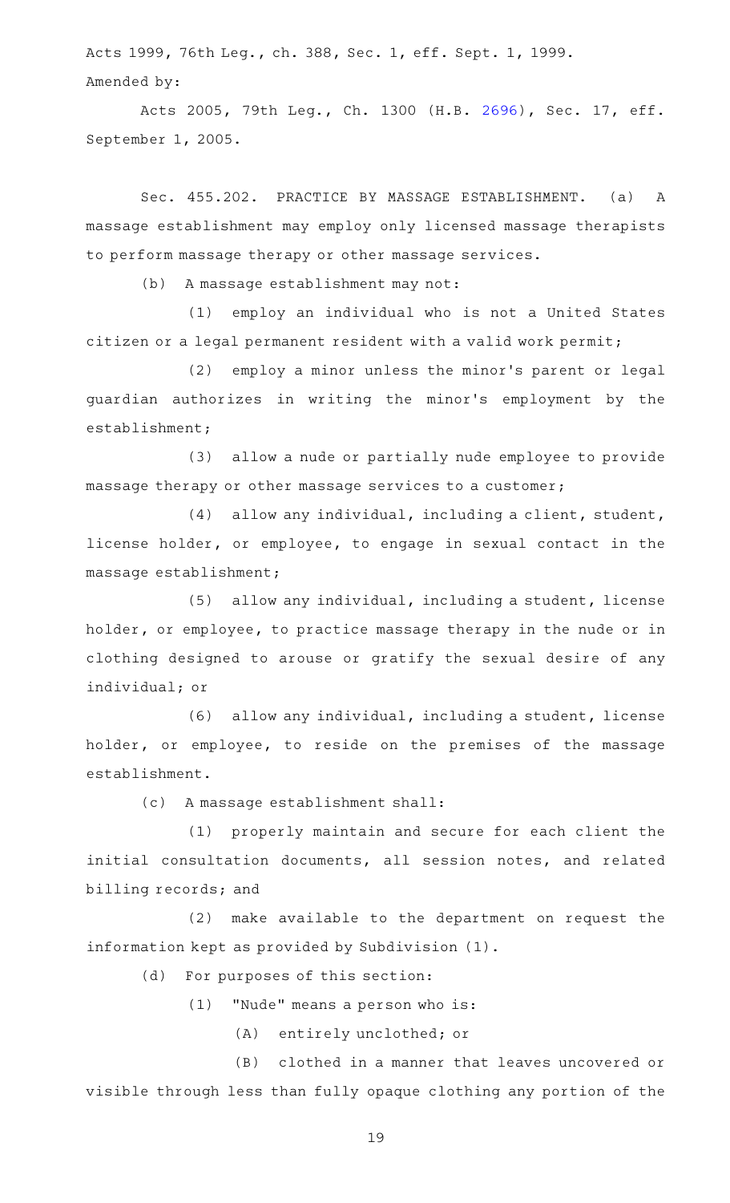Acts 1999, 76th Leg., ch. 388, Sec. 1, eff. Sept. 1, 1999.
Amended by:

Acts 2005, 79th Leg., Ch. 1300 (H.B. 2696), Sec. 17, eff. September 1, 2005.

Sec. 455.202. PRACTICE BY MASSAGE ESTABLISHMENT. (a) A massage establishment may employ only licensed massage therapists to perform massage therapy or other massage services.

(b) A massage establishment may not:

(1) employ an individual who is not a United States citizen or a legal permanent resident with a valid work permit;

(2) employ a minor unless the minor's parent or legal guardian authorizes in writing the minor's employment by the establishment;

(3) allow a nude or partially nude employee to provide massage therapy or other massage services to a customer;

(4) allow any individual, including a client, student, license holder, or employee, to engage in sexual contact in the massage establishment;

(5) allow any individual, including a student, license holder, or employee, to practice massage therapy in the nude or in clothing designed to arouse or gratify the sexual desire of any individual; or

(6) allow any individual, including a student, license holder, or employee, to reside on the premises of the massage establishment.

(c) A massage establishment shall:

(1) properly maintain and secure for each client the initial consultation documents, all session notes, and related billing records; and

(2) make available to the department on request the information kept as provided by Subdivision (1).

(d) For purposes of this section:

(1) "Nude" means a person who is:

(A) entirely unclothed; or

(B) clothed in a manner that leaves uncovered or visible through less than fully opaque clothing any portion of the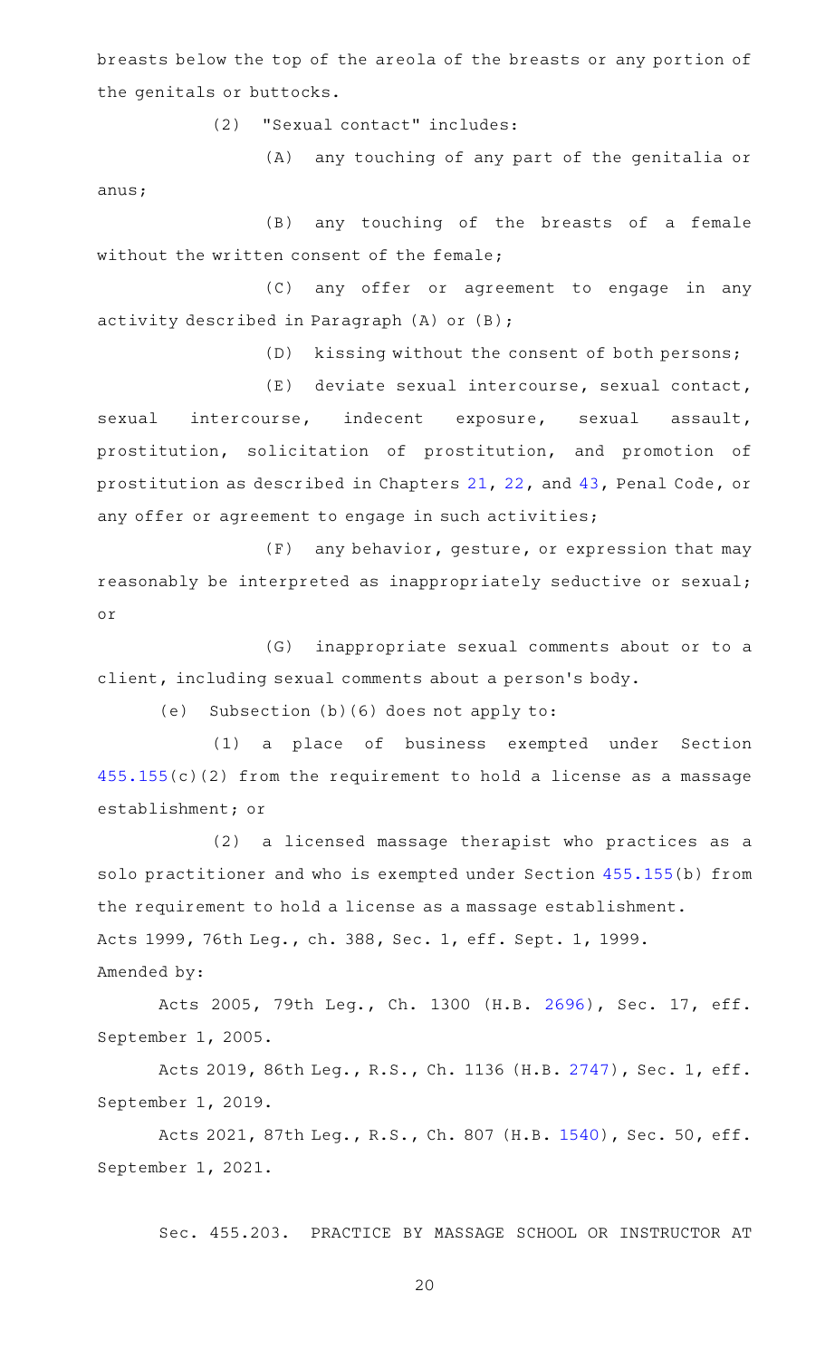breasts below the top of the areola of the breasts or any portion of the genitals or buttocks.

(2) "Sexual contact" includes:

(A) any touching of any part of the genitalia or anus;

(B) any touching of the breasts of a female without the written consent of the female;

(C) any offer or agreement to engage in any activity described in Paragraph (A) or (B);

(D) kissing without the consent of both persons;

(E) deviate sexual intercourse, sexual contact, sexual intercourse, indecent exposure, sexual assault, prostitution, solicitation of prostitution, and promotion of prostitution as described in Chapters 21, 22, and 43, Penal Code, or any offer or agreement to engage in such activities;

(F) any behavior, gesture, or expression that may reasonably be interpreted as inappropriately seductive or sexual; or

(G) inappropriate sexual comments about or to a client, including sexual comments about a person's body.

(e) Subsection (b)(6) does not apply to:

(1) a place of business exempted under Section 455.155(c)(2) from the requirement to hold a license as a massage establishment; or

(2) a licensed massage therapist who practices as a solo practitioner and who is exempted under Section 455.155(b) from the requirement to hold a license as a massage establishment.

Acts 1999, 76th Leg., ch. 388, Sec. 1, eff. Sept. 1, 1999.

Amended by:

Acts 2005, 79th Leg., Ch. 1300 (H.B. 2696), Sec. 17, eff. September 1, 2005.

Acts 2019, 86th Leg., R.S., Ch. 1136 (H.B. 2747), Sec. 1, eff. September 1, 2019.

Acts 2021, 87th Leg., R.S., Ch. 807 (H.B. 1540), Sec. 50, eff. September 1, 2021.

Sec. 455.203. PRACTICE BY MASSAGE SCHOOL OR INSTRUCTOR AT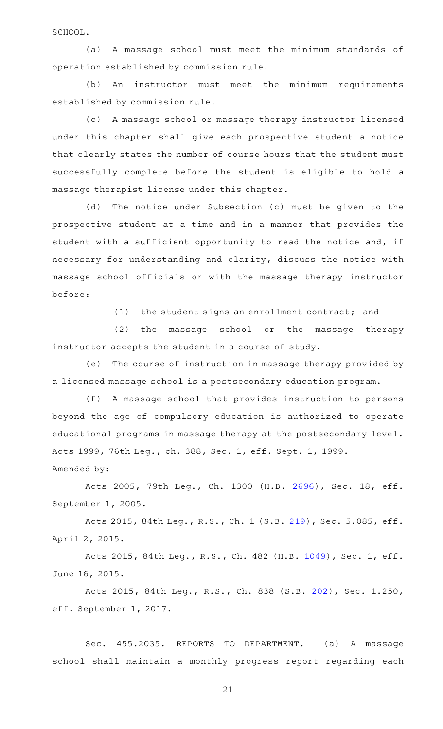SCHOOL.

(a) A massage school must meet the minimum standards of operation established by commission rule.

(b) An instructor must meet the minimum requirements established by commission rule.

(c) A massage school or massage therapy instructor licensed under this chapter shall give each prospective student a notice that clearly states the number of course hours that the student must successfully complete before the student is eligible to hold a massage therapist license under this chapter.

(d) The notice under Subsection (c) must be given to the prospective student at a time and in a manner that provides the student with a sufficient opportunity to read the notice and, if necessary for understanding and clarity, discuss the notice with massage school officials or with the massage therapy instructor before:

(1) the student signs an enrollment contract; and

(2) the massage school or the massage therapy instructor accepts the student in a course of study.

(e) The course of instruction in massage therapy provided by a licensed massage school is a postsecondary education program.

(f) A massage school that provides instruction to persons beyond the age of compulsory education is authorized to operate educational programs in massage therapy at the postsecondary level.

Acts 1999, 76th Leg., ch. 388, Sec. 1, eff. Sept. 1, 1999.

Amended by:

Acts 2005, 79th Leg., Ch. 1300 (H.B. 2696), Sec. 18, eff. September 1, 2005.

Acts 2015, 84th Leg., R.S., Ch. 1 (S.B. 219), Sec. 5.085, eff. April 2, 2015.

Acts 2015, 84th Leg., R.S., Ch. 482 (H.B. 1049), Sec. 1, eff. June 16, 2015.

Acts 2015, 84th Leg., R.S., Ch. 838 (S.B. 202), Sec. 1.250, eff. September 1, 2017.

Sec. 455.2035. REPORTS TO DEPARTMENT. (a) A massage school shall maintain a monthly progress report regarding each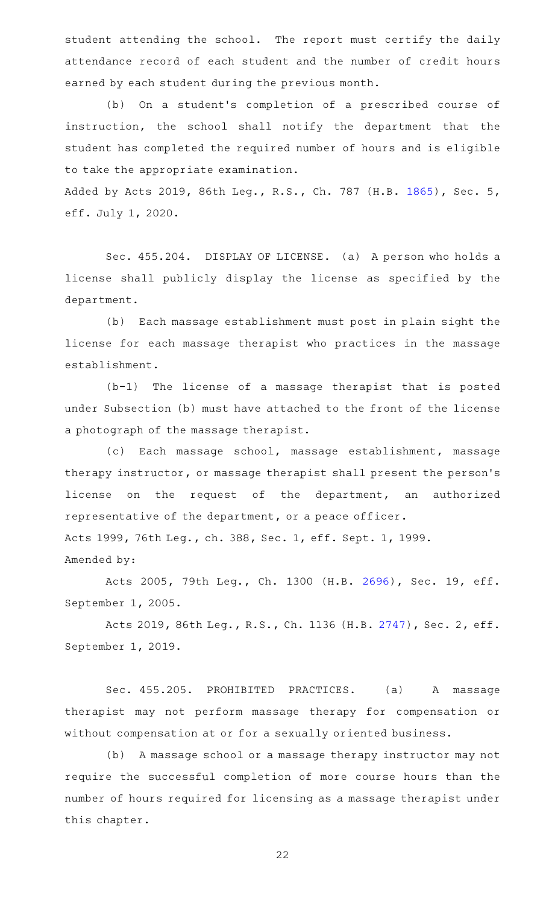student attending the school. The report must certify the daily attendance record of each student and the number of credit hours earned by each student during the previous month.

(b) On a student's completion of a prescribed course of instruction, the school shall notify the department that the student has completed the required number of hours and is eligible to take the appropriate examination.

Added by Acts 2019, 86th Leg., R.S., Ch. 787 (H.B. 1865), Sec. 5, eff. July 1, 2020.

Sec. 455.204. DISPLAY OF LICENSE. (a) A person who holds a license shall publicly display the license as specified by the department.

(b) Each massage establishment must post in plain sight the license for each massage therapist who practices in the massage establishment.

(b-1) The license of a massage therapist that is posted under Subsection (b) must have attached to the front of the license a photograph of the massage therapist.

(c) Each massage school, massage establishment, massage therapy instructor, or massage therapist shall present the person's license on the request of the department, an authorized representative of the department, or a peace officer.

Acts 1999, 76th Leg., ch. 388, Sec. 1, eff. Sept. 1, 1999.

Amended by:

Acts 2005, 79th Leg., Ch. 1300 (H.B. 2696), Sec. 19, eff. September 1, 2005.

Acts 2019, 86th Leg., R.S., Ch. 1136 (H.B. 2747), Sec. 2, eff. September 1, 2019.

Sec. 455.205. PROHIBITED PRACTICES. (a) A massage therapist may not perform massage therapy for compensation or without compensation at or for a sexually oriented business.

(b) A massage school or a massage therapy instructor may not require the successful completion of more course hours than the number of hours required for licensing as a massage therapist under this chapter.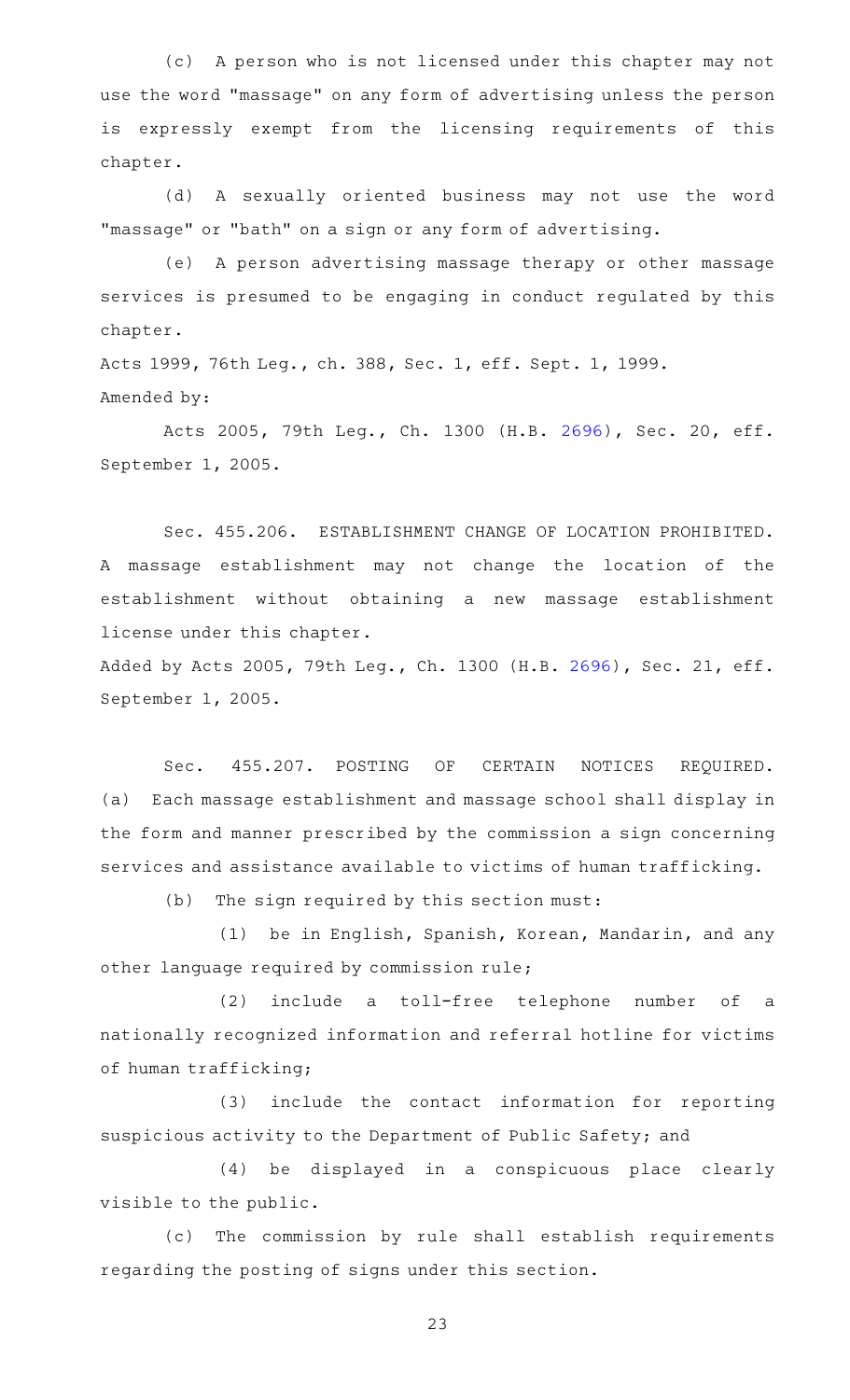(c) A person who is not licensed under this chapter may not use the word "massage" on any form of advertising unless the person is expressly exempt from the licensing requirements of this chapter.

(d) A sexually oriented business may not use the word "massage" or "bath" on a sign or any form of advertising.

(e) A person advertising massage therapy or other massage services is presumed to be engaging in conduct regulated by this chapter.

Acts 1999, 76th Leg., ch. 388, Sec. 1, eff. Sept. 1, 1999.
Amended by:

Acts 2005, 79th Leg., Ch. 1300 (H.B. 2696), Sec. 20, eff. September 1, 2005.

Sec. 455.206. ESTABLISHMENT CHANGE OF LOCATION PROHIBITED. A massage establishment may not change the location of the establishment without obtaining a new massage establishment license under this chapter.

Added by Acts 2005, 79th Leg., Ch. 1300 (H.B. 2696), Sec. 21, eff. September 1, 2005.

Sec. 455.207. POSTING OF CERTAIN NOTICES REQUIRED. (a) Each massage establishment and massage school shall display in the form and manner prescribed by the commission a sign concerning services and assistance available to victims of human trafficking.

(b) The sign required by this section must:

(1) be in English, Spanish, Korean, Mandarin, and any other language required by commission rule;

(2) include a toll-free telephone number of a nationally recognized information and referral hotline for victims of human trafficking;

(3) include the contact information for reporting suspicious activity to the Department of Public Safety; and

(4) be displayed in a conspicuous place clearly visible to the public.

(c) The commission by rule shall establish requirements regarding the posting of signs under this section.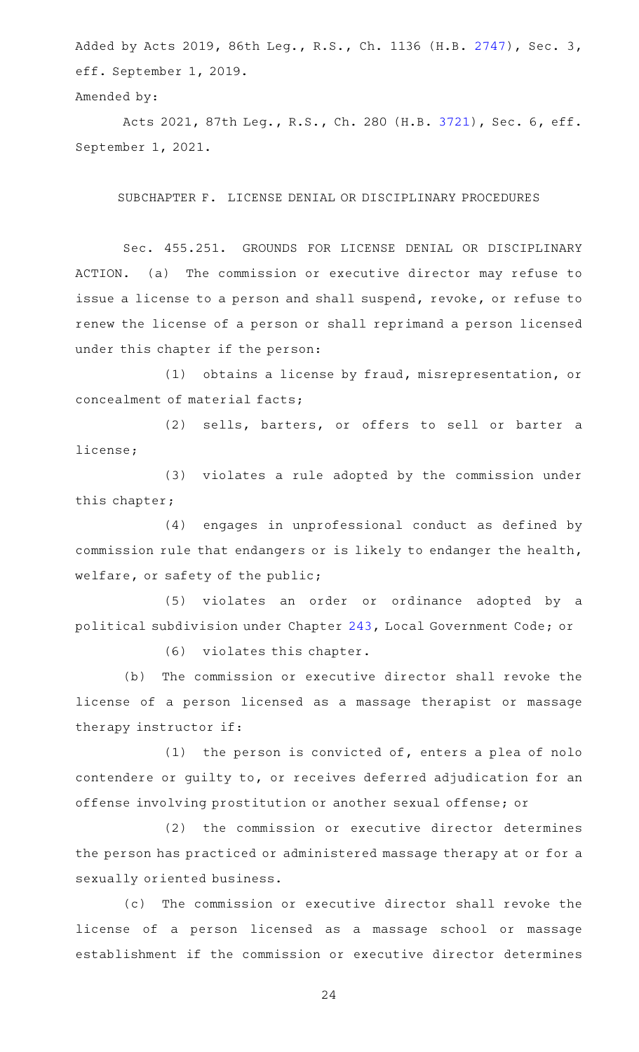Added by Acts 2019, 86th Leg., R.S., Ch. 1136 (H.B. 2747), Sec. 3, eff. September 1, 2019.

Amended by:

Acts 2021, 87th Leg., R.S., Ch. 280 (H.B. 3721), Sec. 6, eff. September 1, 2021.

SUBCHAPTER F. LICENSE DENIAL OR DISCIPLINARY PROCEDURES

Sec. 455.251. GROUNDS FOR LICENSE DENIAL OR DISCIPLINARY ACTION. (a) The commission or executive director may refuse to issue a license to a person and shall suspend, revoke, or refuse to renew the license of a person or shall reprimand a person licensed under this chapter if the person:

(1) obtains a license by fraud, misrepresentation, or concealment of material facts;

(2) sells, barters, or offers to sell or barter a license;

(3) violates a rule adopted by the commission under this chapter;

(4) engages in unprofessional conduct as defined by commission rule that endangers or is likely to endanger the health, welfare, or safety of the public;

(5) violates an order or ordinance adopted by a political subdivision under Chapter 243, Local Government Code; or

(6) violates this chapter.

(b) The commission or executive director shall revoke the license of a person licensed as a massage therapist or massage therapy instructor if:

(1) the person is convicted of, enters a plea of nolo contendere or guilty to, or receives deferred adjudication for an offense involving prostitution or another sexual offense; or

(2) the commission or executive director determines the person has practiced or administered massage therapy at or for a sexually oriented business.

(c) The commission or executive director shall revoke the license of a person licensed as a massage school or massage establishment if the commission or executive director determines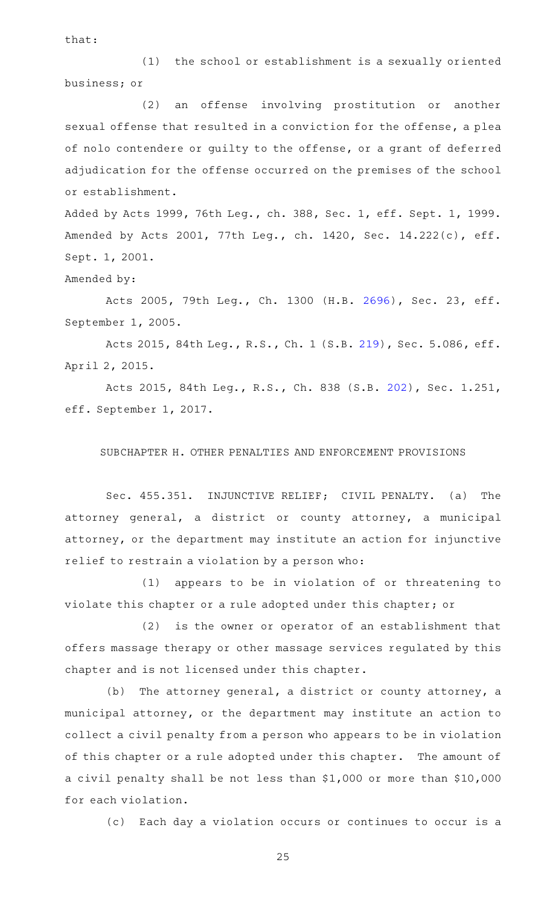that:

(1) the school or establishment is a sexually oriented business; or

(2) an offense involving prostitution or another sexual offense that resulted in a conviction for the offense, a plea of nolo contendere or guilty to the offense, or a grant of deferred adjudication for the offense occurred on the premises of the school or establishment.

Added by Acts 1999, 76th Leg., ch. 388, Sec. 1, eff. Sept. 1, 1999. Amended by Acts 2001, 77th Leg., ch. 1420, Sec. 14.222(c), eff. Sept. 1, 2001.

Amended by:

Acts 2005, 79th Leg., Ch. 1300 (H.B. 2696), Sec. 23, eff. September 1, 2005.

Acts 2015, 84th Leg., R.S., Ch. 1 (S.B. 219), Sec. 5.086, eff. April 2, 2015.

Acts 2015, 84th Leg., R.S., Ch. 838 (S.B. 202), Sec. 1.251, eff. September 1, 2017.

SUBCHAPTER H. OTHER PENALTIES AND ENFORCEMENT PROVISIONS

Sec. 455.351. INJUNCTIVE RELIEF; CIVIL PENALTY. (a) The attorney general, a district or county attorney, a municipal attorney, or the department may institute an action for injunctive relief to restrain a violation by a person who:

(1) appears to be in violation of or threatening to violate this chapter or a rule adopted under this chapter; or

(2) is the owner or operator of an establishment that offers massage therapy or other massage services regulated by this chapter and is not licensed under this chapter.

(b) The attorney general, a district or county attorney, a municipal attorney, or the department may institute an action to collect a civil penalty from a person who appears to be in violation of this chapter or a rule adopted under this chapter. The amount of a civil penalty shall be not less than $1,000 or more than $10,000 for each violation.

(c) Each day a violation occurs or continues to occur is a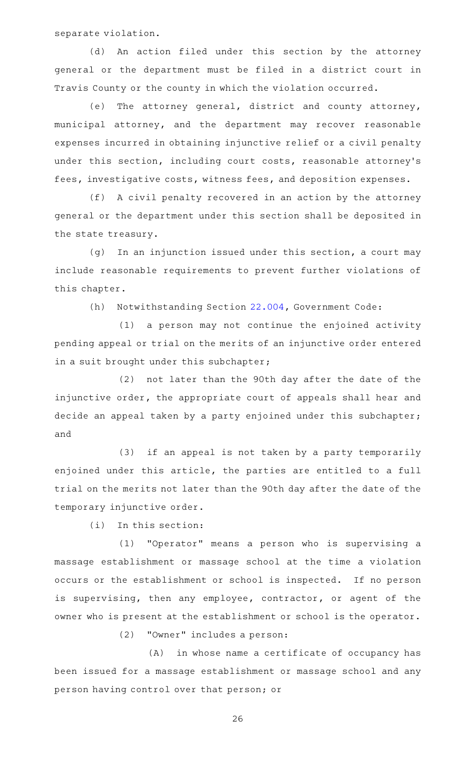separate violation.

(d) An action filed under this section by the attorney general or the department must be filed in a district court in Travis County or the county in which the violation occurred.

(e) The attorney general, district and county attorney, municipal attorney, and the department may recover reasonable expenses incurred in obtaining injunctive relief or a civil penalty under this section, including court costs, reasonable attorney's fees, investigative costs, witness fees, and deposition expenses.

(f) A civil penalty recovered in an action by the attorney general or the department under this section shall be deposited in the state treasury.

(g) In an injunction issued under this section, a court may include reasonable requirements to prevent further violations of this chapter.

(h) Notwithstanding Section 22.004, Government Code:

(1) a person may not continue the enjoined activity pending appeal or trial on the merits of an injunctive order entered in a suit brought under this subchapter;

(2) not later than the 90th day after the date of the injunctive order, the appropriate court of appeals shall hear and decide an appeal taken by a party enjoined under this subchapter; and

(3) if an appeal is not taken by a party temporarily enjoined under this article, the parties are entitled to a full trial on the merits not later than the 90th day after the date of the temporary injunctive order.

(i) In this section:

(1) "Operator" means a person who is supervising a massage establishment or massage school at the time a violation occurs or the establishment or school is inspected. If no person is supervising, then any employee, contractor, or agent of the owner who is present at the establishment or school is the operator.

(2) "Owner" includes a person:

(A) in whose name a certificate of occupancy has been issued for a massage establishment or massage school and any person having control over that person; or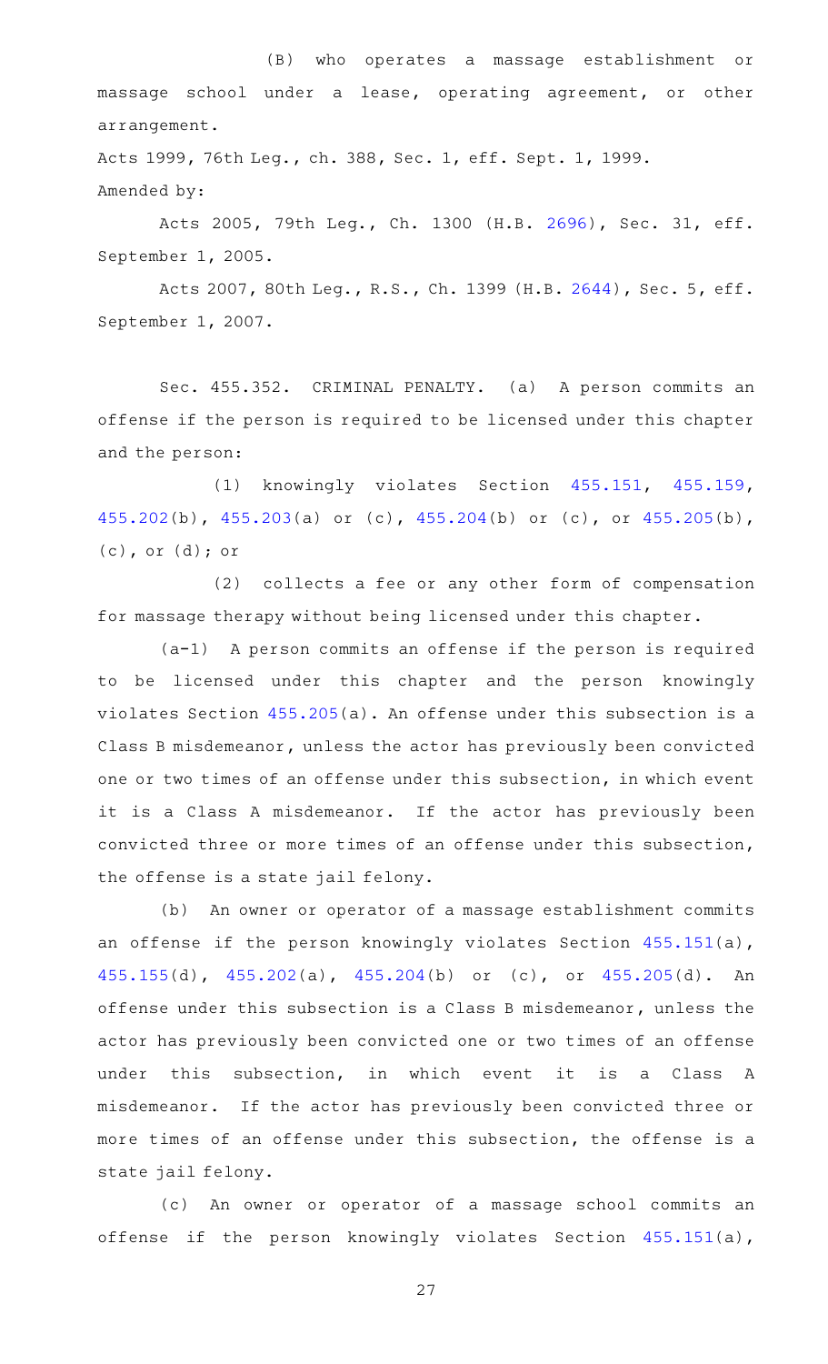(B) who operates a massage establishment or massage school under a lease, operating agreement, or other arrangement.

Acts 1999, 76th Leg., ch. 388, Sec. 1, eff. Sept. 1, 1999.

Amended by:

Acts 2005, 79th Leg., Ch. 1300 (H.B. 2696), Sec. 31, eff. September 1, 2005.

Acts 2007, 80th Leg., R.S., Ch. 1399 (H.B. 2644), Sec. 5, eff. September 1, 2007.

Sec. 455.352. CRIMINAL PENALTY. (a) A person commits an offense if the person is required to be licensed under this chapter and the person:

(1) knowingly violates Section 455.151, 455.159, 455.202(b), 455.203(a) or (c), 455.204(b) or (c), or 455.205(b), (c), or (d); or

(2) collects a fee or any other form of compensation for massage therapy without being licensed under this chapter.

(a-1) A person commits an offense if the person is required to be licensed under this chapter and the person knowingly violates Section 455.205(a). An offense under this subsection is a Class B misdemeanor, unless the actor has previously been convicted one or two times of an offense under this subsection, in which event it is a Class A misdemeanor. If the actor has previously been convicted three or more times of an offense under this subsection, the offense is a state jail felony.

(b) An owner or operator of a massage establishment commits an offense if the person knowingly violates Section 455.151(a), 455.155(d), 455.202(a), 455.204(b) or (c), or 455.205(d). An offense under this subsection is a Class B misdemeanor, unless the actor has previously been convicted one or two times of an offense under this subsection, in which event it is a Class A misdemeanor. If the actor has previously been convicted three or more times of an offense under this subsection, the offense is a state jail felony.

(c) An owner or operator of a massage school commits an offense if the person knowingly violates Section 455.151(a),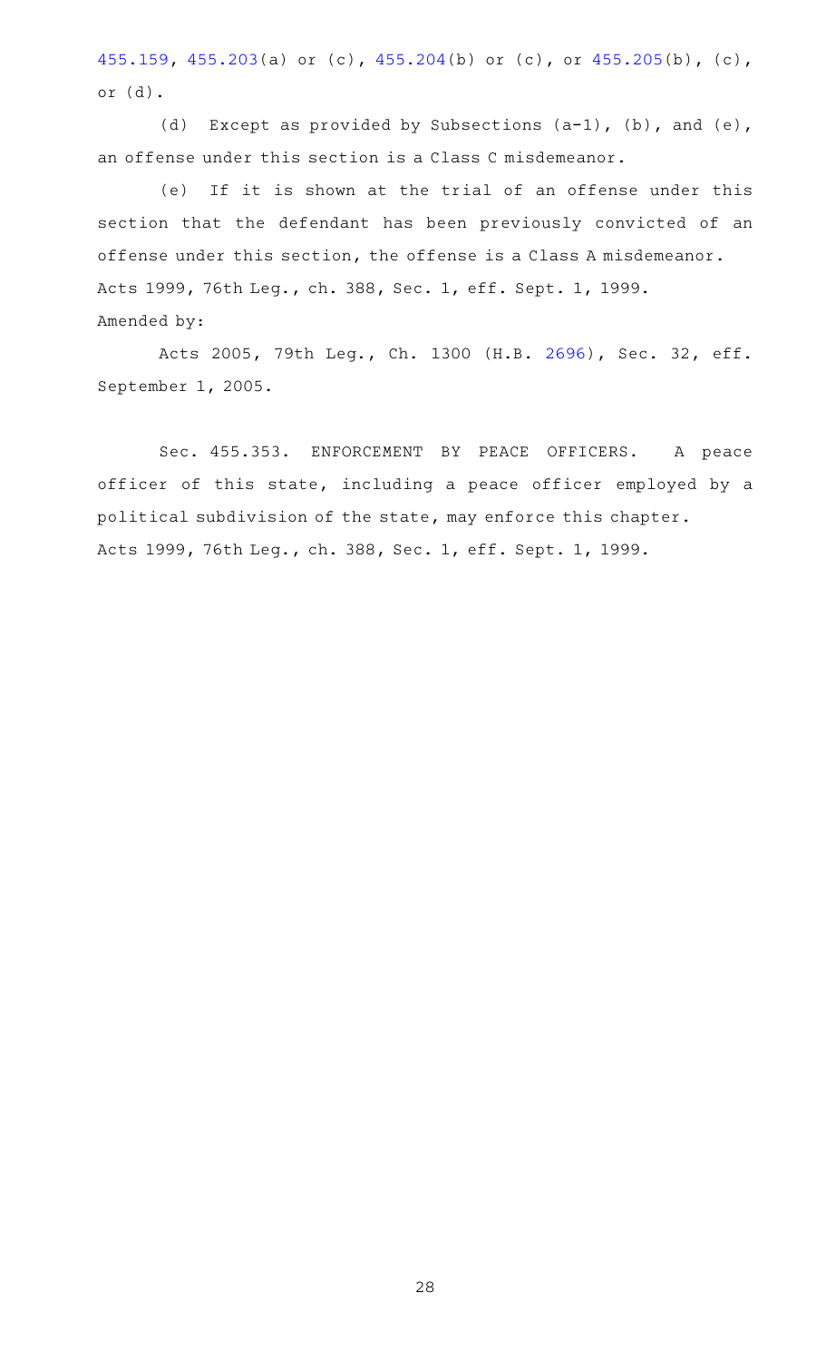455.159, 455.203(a) or (c), 455.204(b) or (c), or 455.205(b), (c), or (d).

(d) Except as provided by Subsections (a-1), (b), and (e), an offense under this section is a Class C misdemeanor.

(e) If it is shown at the trial of an offense under this section that the defendant has been previously convicted of an offense under this section, the offense is a Class A misdemeanor.

Acts 1999, 76th Leg., ch. 388, Sec. 1, eff. Sept. 1, 1999.

Amended by:

Acts 2005, 79th Leg., Ch. 1300 (H.B. 2696), Sec. 32, eff. September 1, 2005.

Sec. 455.353. ENFORCEMENT BY PEACE OFFICERS. A peace officer of this state, including a peace officer employed by a political subdivision of the state, may enforce this chapter.

Acts 1999, 76th Leg., ch. 388, Sec. 1, eff. Sept. 1, 1999.